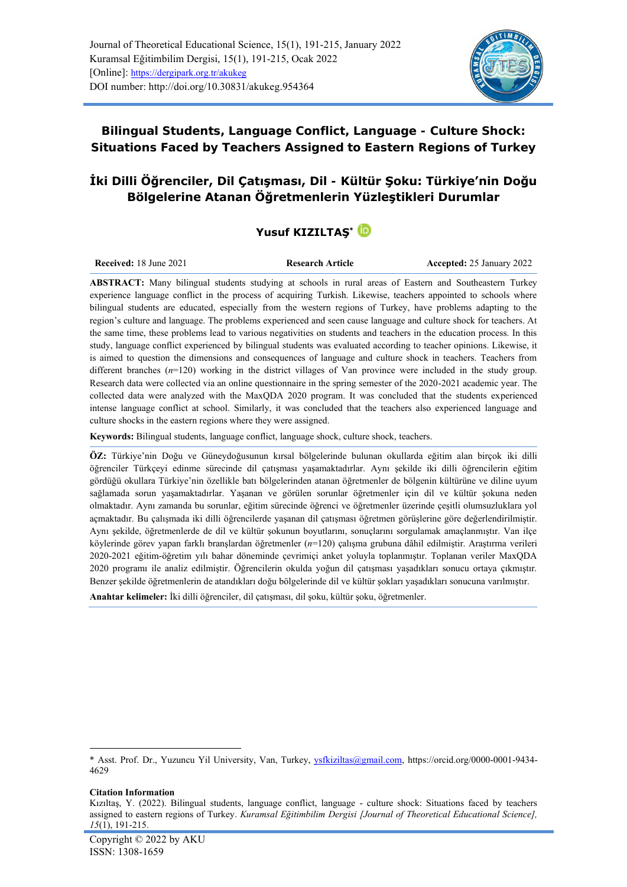Journal of Theoretical Educational Science, 15(1), 191-215, January 2022
Kuramsal Eğitimbilim Dergisi, 15(1), 191-215, Ocak 2022
[Online]: https://dergipark.org.tr/akukeg
DOI number: http://doi.org/10.30831/akukeg.954364

# Bilingual Students, Language Conflict, Language - Culture Shock: Situations Faced by Teachers Assigned to Eastern Regions of Turkey

# İki Dilli Öğrenciler, Dil Çatışması, Dil - Kültür Şoku: Türkiye'nin Doğu Bölgelerine Atanan Öğretmenlerin Yüzleştikleri Durumlar

**Yusuf KIZILTAŞ***

**Received:** 18 June 2021 | **Research Article** | **Accepted:** 25 January 2022

**ABSTRACT:** Many bilingual students studying at schools in rural areas of Eastern and Southeastern Turkey experience language conflict in the process of acquiring Turkish. Likewise, teachers appointed to schools where bilingual students are educated, especially from the western regions of Turkey, have problems adapting to the region's culture and language. The problems experienced and seen cause language and culture shock for teachers. At the same time, these problems lead to various negativities on students and teachers in the education process. In this study, language conflict experienced by bilingual students was evaluated according to teacher opinions. Likewise, it is aimed to question the dimensions and consequences of language and culture shock in teachers. Teachers from different branches ($n$=120) working in the district villages of Van province were included in the study group. Research data were collected via an online questionnaire in the spring semester of the 2020-2021 academic year. The collected data were analyzed with the MaxQDA 2020 program. It was concluded that the students experienced intense language conflict at school. Similarly, it was concluded that the teachers also experienced language and culture shocks in the eastern regions where they were assigned.

**Keywords:** Bilingual students, language conflict, language shock, culture shock, teachers.

**ÖZ:** Türkiye'nin Doğu ve Güneydoğusunun kırsal bölgelerinde bulunan okullarda eğitim alan birçok iki dilli öğrenciler Türkçeyi edinme sürecinde dil çatışması yaşamaktadırlar. Aynı şekilde iki dilli öğrencilerin eğitim gördüğü okullara Türkiye'nin özellikle batı bölgelerinden atanan öğretmenler de bölgenin kültürüne ve diline uyum sağlamada sorun yaşamaktadırlar. Yaşanan ve görülen sorunlar öğretmenler için dil ve kültür şokuna neden olmaktadır. Aynı zamanda bu sorunlar, eğitim sürecinde öğrenci ve öğretmenler üzerinde çeşitli olumsuzluklara yol açmaktadır. Bu çalışmada iki dilli öğrencilerde yaşanan dil çatışması öğretmen görüşlerine göre değerlendirilmiştir. Aynı şekilde, öğretmenlerde de dil ve kültür şokunun boyutlarını, sonuçlarını sorgulamak amaçlanmıştır. Van ilçe köylerinde görev yapan farklı branşlardan öğretmenler ($n$=120) çalışma grubuna dâhil edilmiştir. Araştırma verileri 2020-2021 eğitim-öğretim yılı bahar döneminde çevrimiçi anket yoluyla toplanmıştır. Toplanan veriler MaxQDA 2020 programı ile analiz edilmiştir. Öğrencilerin okulda yoğun dil çatışması yaşadıkları sonucu ortaya çıkmıştır. Benzer şekilde öğretmenlerin de atandıkları doğu bölgelerinde dil ve kültür şokları yaşadıkları sonucuna varılmıştır.

**Anahtar kelimeler:** İki dilli öğrenciler, dil çatışması, dil şoku, kültür şoku, öğretmenler.

---

* Asst. Prof. Dr., Yuzuncu Yil University, Van, Turkey, ysfkiziltas@gmail.com, https://orcid.org/0000-0001-9434-4629

**Citation Information**
Kızıltaş, Y. (2022). Bilingual students, language conflict, language - culture shock: Situations faced by teachers assigned to eastern regions of Turkey. *Kuramsal Eğitimbilim Dergisi [Journal of Theoretical Educational Science], 15*(1), 191-215.

Copyright © 2022 by AKU
ISSN: 1308-1659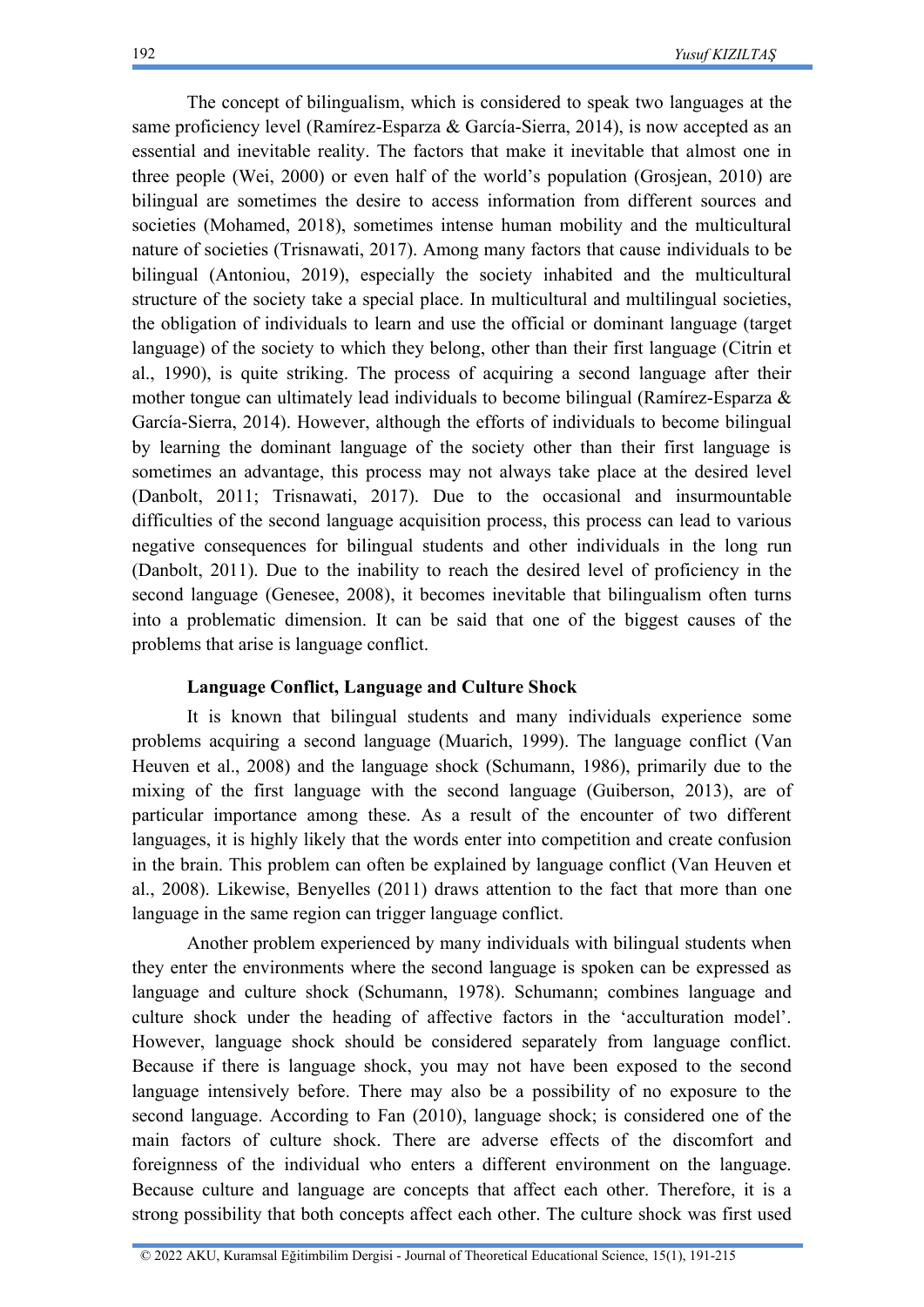The concept of bilingualism, which is considered to speak two languages at the same proficiency level (Ramírez-Esparza & García-Sierra, 2014), is now accepted as an essential and inevitable reality. The factors that make it inevitable that almost one in three people (Wei, 2000) or even half of the world's population (Grosjean, 2010) are bilingual are sometimes the desire to access information from different sources and societies (Mohamed, 2018), sometimes intense human mobility and the multicultural nature of societies (Trisnawati, 2017). Among many factors that cause individuals to be bilingual (Antoniou, 2019), especially the society inhabited and the multicultural structure of the society take a special place. In multicultural and multilingual societies, the obligation of individuals to learn and use the official or dominant language (target language) of the society to which they belong, other than their first language (Citrin et al., 1990), is quite striking. The process of acquiring a second language after their mother tongue can ultimately lead individuals to become bilingual (Ramírez-Esparza & García-Sierra, 2014). However, although the efforts of individuals to become bilingual by learning the dominant language of the society other than their first language is sometimes an advantage, this process may not always take place at the desired level (Danbolt, 2011; Trisnawati, 2017). Due to the occasional and insurmountable difficulties of the second language acquisition process, this process can lead to various negative consequences for bilingual students and other individuals in the long run (Danbolt, 2011). Due to the inability to reach the desired level of proficiency in the second language (Genesee, 2008), it becomes inevitable that bilingualism often turns into a problematic dimension. It can be said that one of the biggest causes of the problems that arise is language conflict.

## Language Conflict, Language and Culture Shock

It is known that bilingual students and many individuals experience some problems acquiring a second language (Muarich, 1999). The language conflict (Van Heuven et al., 2008) and the language shock (Schumann, 1986), primarily due to the mixing of the first language with the second language (Guiberson, 2013), are of particular importance among these. As a result of the encounter of two different languages, it is highly likely that the words enter into competition and create confusion in the brain. This problem can often be explained by language conflict (Van Heuven et al., 2008). Likewise, Benyelles (2011) draws attention to the fact that more than one language in the same region can trigger language conflict.

Another problem experienced by many individuals with bilingual students when they enter the environments where the second language is spoken can be expressed as language and culture shock (Schumann, 1978). Schumann; combines language and culture shock under the heading of affective factors in the 'acculturation model'. However, language shock should be considered separately from language conflict. Because if there is language shock, you may not have been exposed to the second language intensively before. There may also be a possibility of no exposure to the second language. According to Fan (2010), language shock; is considered one of the main factors of culture shock. There are adverse effects of the discomfort and foreignness of the individual who enters a different environment on the language. Because culture and language are concepts that affect each other. Therefore, it is a strong possibility that both concepts affect each other. The culture shock was first used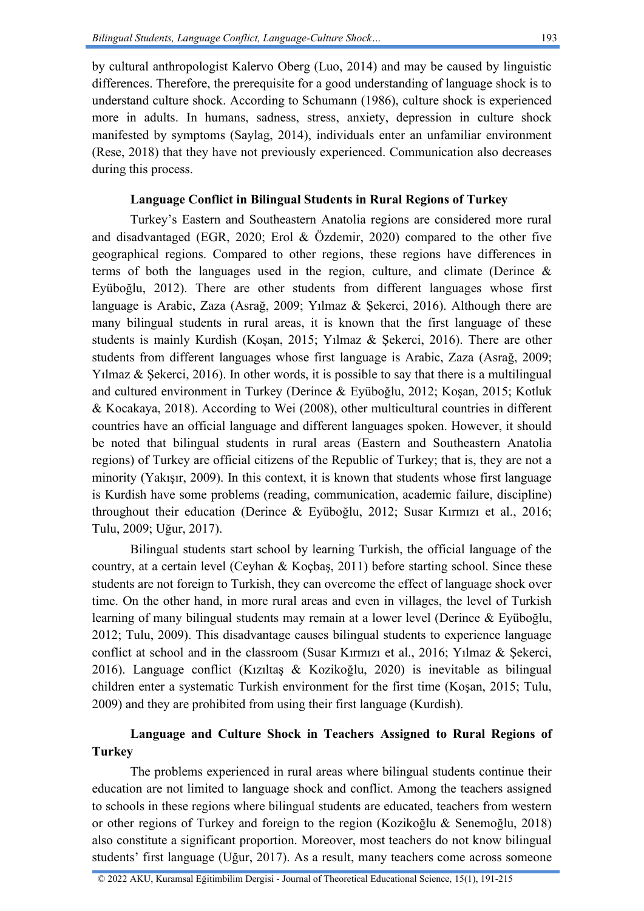by cultural anthropologist Kalervo Oberg (Luo, 2014) and may be caused by linguistic differences. Therefore, the prerequisite for a good understanding of language shock is to understand culture shock. According to Schumann (1986), culture shock is experienced more in adults. In humans, sadness, stress, anxiety, depression in culture shock manifested by symptoms (Saylag, 2014), individuals enter an unfamiliar environment (Rese, 2018) that they have not previously experienced. Communication also decreases during this process.

### Language Conflict in Bilingual Students in Rural Regions of Turkey

Turkey's Eastern and Southeastern Anatolia regions are considered more rural and disadvantaged (EGR, 2020; Erol & Özdemir, 2020) compared to the other five geographical regions. Compared to other regions, these regions have differences in terms of both the languages used in the region, culture, and climate (Derince & Eyüboğlu, 2012). There are other students from different languages whose first language is Arabic, Zaza (Asrağ, 2009; Yılmaz & Şekerci, 2016). Although there are many bilingual students in rural areas, it is known that the first language of these students is mainly Kurdish (Koşan, 2015; Yılmaz & Şekerci, 2016). There are other students from different languages whose first language is Arabic, Zaza (Asrağ, 2009; Yılmaz & Şekerci, 2016). In other words, it is possible to say that there is a multilingual and cultured environment in Turkey (Derince & Eyüboğlu, 2012; Koşan, 2015; Kotluk & Kocakaya, 2018). According to Wei (2008), other multicultural countries in different countries have an official language and different languages spoken. However, it should be noted that bilingual students in rural areas (Eastern and Southeastern Anatolia regions) of Turkey are official citizens of the Republic of Turkey; that is, they are not a minority (Yakışır, 2009). In this context, it is known that students whose first language is Kurdish have some problems (reading, communication, academic failure, discipline) throughout their education (Derince & Eyüboğlu, 2012; Susar Kırmızı et al., 2016; Tulu, 2009; Uğur, 2017).

Bilingual students start school by learning Turkish, the official language of the country, at a certain level (Ceyhan & Koçbaş, 2011) before starting school. Since these students are not foreign to Turkish, they can overcome the effect of language shock over time. On the other hand, in more rural areas and even in villages, the level of Turkish learning of many bilingual students may remain at a lower level (Derince & Eyüboğlu, 2012; Tulu, 2009). This disadvantage causes bilingual students to experience language conflict at school and in the classroom (Susar Kırmızı et al., 2016; Yılmaz & Şekerci, 2016). Language conflict (Kızıltaş & Kozikoğlu, 2020) is inevitable as bilingual children enter a systematic Turkish environment for the first time (Koşan, 2015; Tulu, 2009) and they are prohibited from using their first language (Kurdish).

### Language and Culture Shock in Teachers Assigned to Rural Regions of Turkey

The problems experienced in rural areas where bilingual students continue their education are not limited to language shock and conflict. Among the teachers assigned to schools in these regions where bilingual students are educated, teachers from western or other regions of Turkey and foreign to the region (Kozikoğlu & Senemoğlu, 2018) also constitute a significant proportion. Moreover, most teachers do not know bilingual students' first language (Uğur, 2017). As a result, many teachers come across someone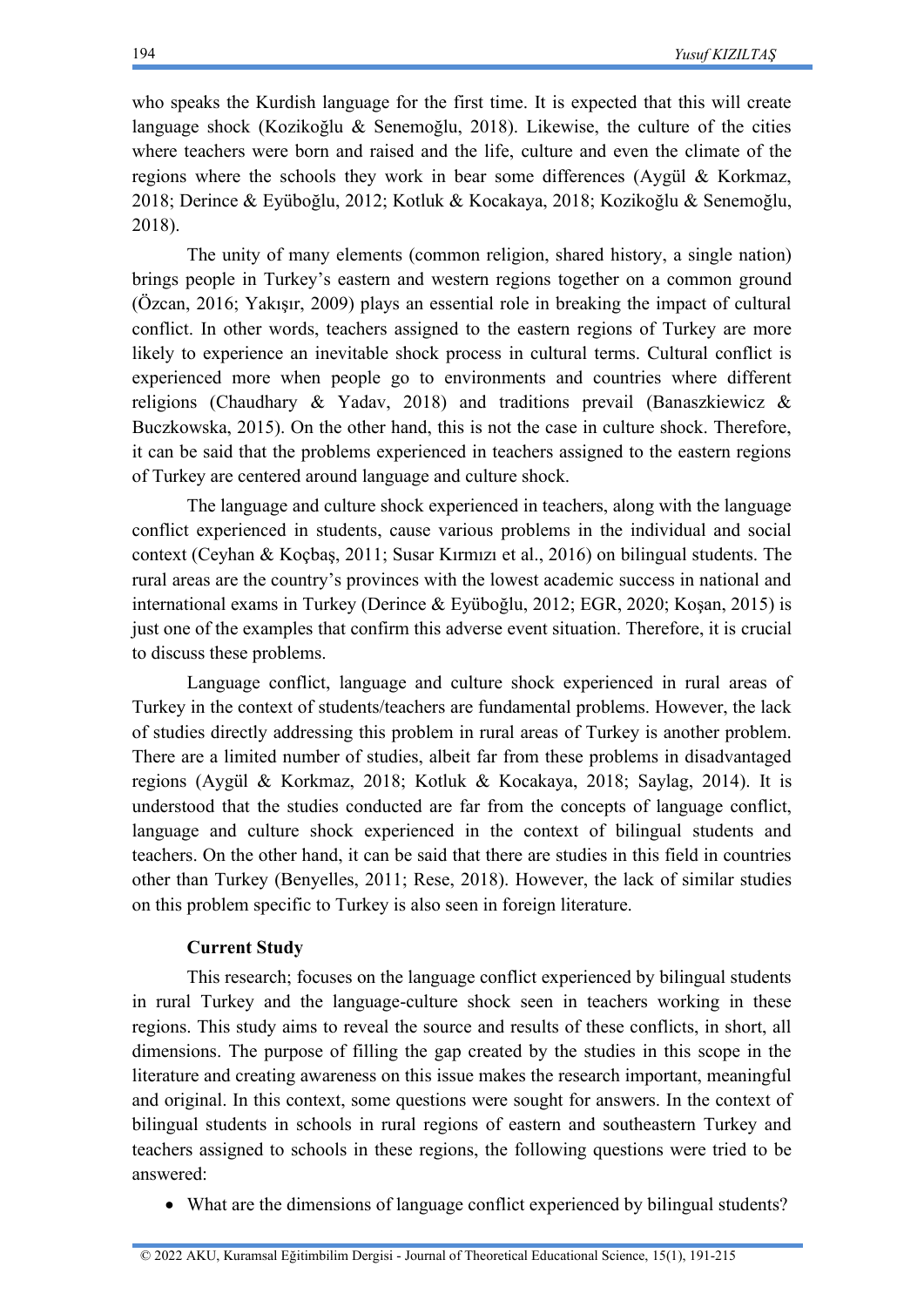who speaks the Kurdish language for the first time. It is expected that this will create language shock (Kozikoğlu & Senemoğlu, 2018). Likewise, the culture of the cities where teachers were born and raised and the life, culture and even the climate of the regions where the schools they work in bear some differences (Aygül & Korkmaz, 2018; Derince & Eyüboğlu, 2012; Kotluk & Kocakaya, 2018; Kozikoğlu & Senemoğlu, 2018).

The unity of many elements (common religion, shared history, a single nation) brings people in Turkey's eastern and western regions together on a common ground (Özcan, 2016; Yakışır, 2009) plays an essential role in breaking the impact of cultural conflict. In other words, teachers assigned to the eastern regions of Turkey are more likely to experience an inevitable shock process in cultural terms. Cultural conflict is experienced more when people go to environments and countries where different religions (Chaudhary & Yadav, 2018) and traditions prevail (Banaszkiewicz & Buczkowska, 2015). On the other hand, this is not the case in culture shock. Therefore, it can be said that the problems experienced in teachers assigned to the eastern regions of Turkey are centered around language and culture shock.

The language and culture shock experienced in teachers, along with the language conflict experienced in students, cause various problems in the individual and social context (Ceyhan & Koçbaş, 2011; Susar Kırmızı et al., 2016) on bilingual students. The rural areas are the country's provinces with the lowest academic success in national and international exams in Turkey (Derince & Eyüboğlu, 2012; EGR, 2020; Koşan, 2015) is just one of the examples that confirm this adverse event situation. Therefore, it is crucial to discuss these problems.

Language conflict, language and culture shock experienced in rural areas of Turkey in the context of students/teachers are fundamental problems. However, the lack of studies directly addressing this problem in rural areas of Turkey is another problem. There are a limited number of studies, albeit far from these problems in disadvantaged regions (Aygül & Korkmaz, 2018; Kotluk & Kocakaya, 2018; Saylag, 2014). It is understood that the studies conducted are far from the concepts of language conflict, language and culture shock experienced in the context of bilingual students and teachers. On the other hand, it can be said that there are studies in this field in countries other than Turkey (Benyelles, 2011; Rese, 2018). However, the lack of similar studies on this problem specific to Turkey is also seen in foreign literature.

### Current Study

This research; focuses on the language conflict experienced by bilingual students in rural Turkey and the language-culture shock seen in teachers working in these regions. This study aims to reveal the source and results of these conflicts, in short, all dimensions. The purpose of filling the gap created by the studies in this scope in the literature and creating awareness on this issue makes the research important, meaningful and original. In this context, some questions were sought for answers. In the context of bilingual students in schools in rural regions of eastern and southeastern Turkey and teachers assigned to schools in these regions, the following questions were tried to be answered:

- What are the dimensions of language conflict experienced by bilingual students?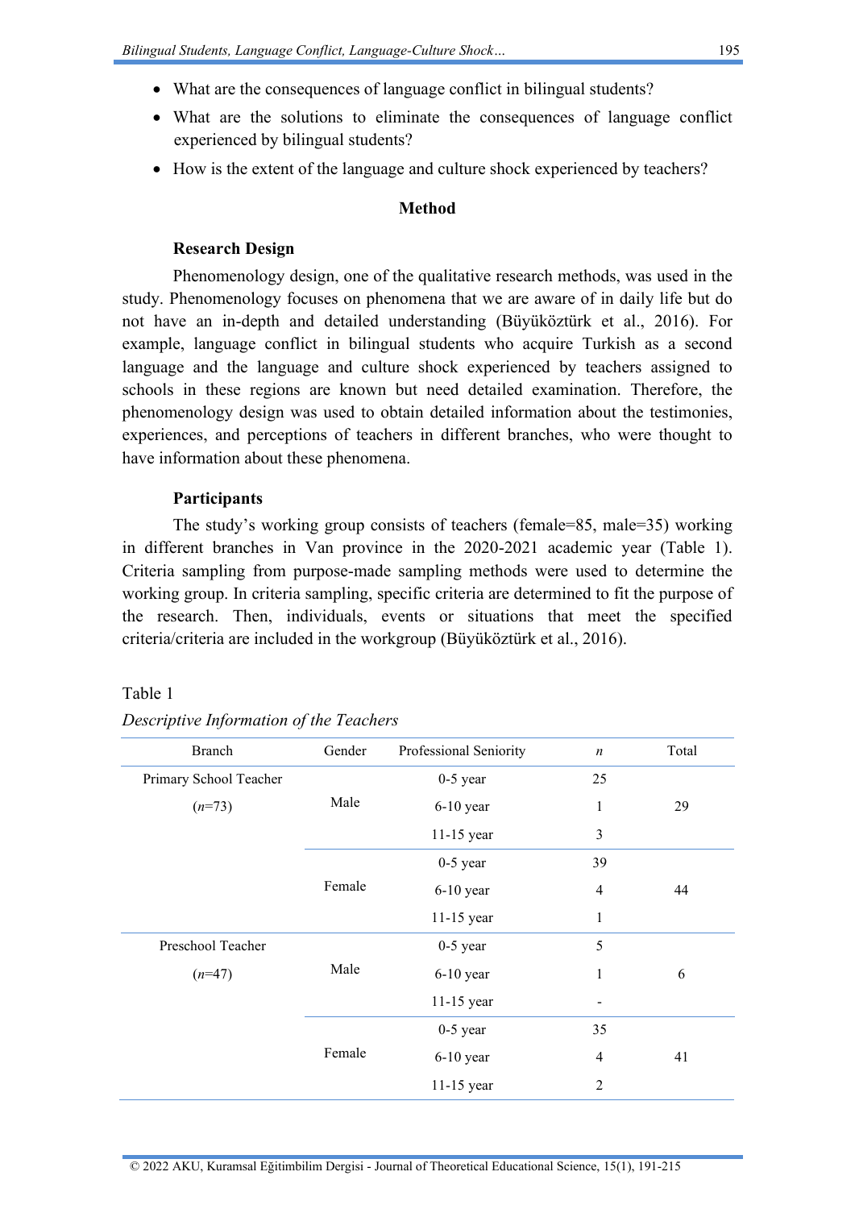- What are the consequences of language conflict in bilingual students?
- What are the solutions to eliminate the consequences of language conflict experienced by bilingual students?
- How is the extent of the language and culture shock experienced by teachers?

## Method

### Research Design

Phenomenology design, one of the qualitative research methods, was used in the study. Phenomenology focuses on phenomena that we are aware of in daily life but do not have an in-depth and detailed understanding (Büyüköztürk et al., 2016). For example, language conflict in bilingual students who acquire Turkish as a second language and the language and culture shock experienced by teachers assigned to schools in these regions are known but need detailed examination. Therefore, the phenomenology design was used to obtain detailed information about the testimonies, experiences, and perceptions of teachers in different branches, who were thought to have information about these phenomena.

### Participants

The study's working group consists of teachers (female=85, male=35) working in different branches in Van province in the 2020-2021 academic year (Table 1). Criteria sampling from purpose-made sampling methods were used to determine the working group. In criteria sampling, specific criteria are determined to fit the purpose of the research. Then, individuals, events or situations that meet the specified criteria/criteria are included in the workgroup (Büyüköztürk et al., 2016).

Table 1

*Descriptive Information of the Teachers*

| Branch | Gender | Professional Seniority | *n* | Total |
|---|---|---|---|---|
| Primary School Teacher (*n*=73) | Male | 0-5 year | 25 | 29 |
| | | 6-10 year | 1 | |
| | | 11-15 year | 3 | |
| | Female | 0-5 year | 39 | 44 |
| | | 6-10 year | 4 | |
| | | 11-15 year | 1 | |
| Preschool Teacher (*n*=47) | Male | 0-5 year | 5 | 6 |
| | | 6-10 year | 1 | |
| | | 11-15 year | - | |
| | Female | 0-5 year | 35 | 41 |
| | | 6-10 year | 4 | |
| | | 11-15 year | 2 | |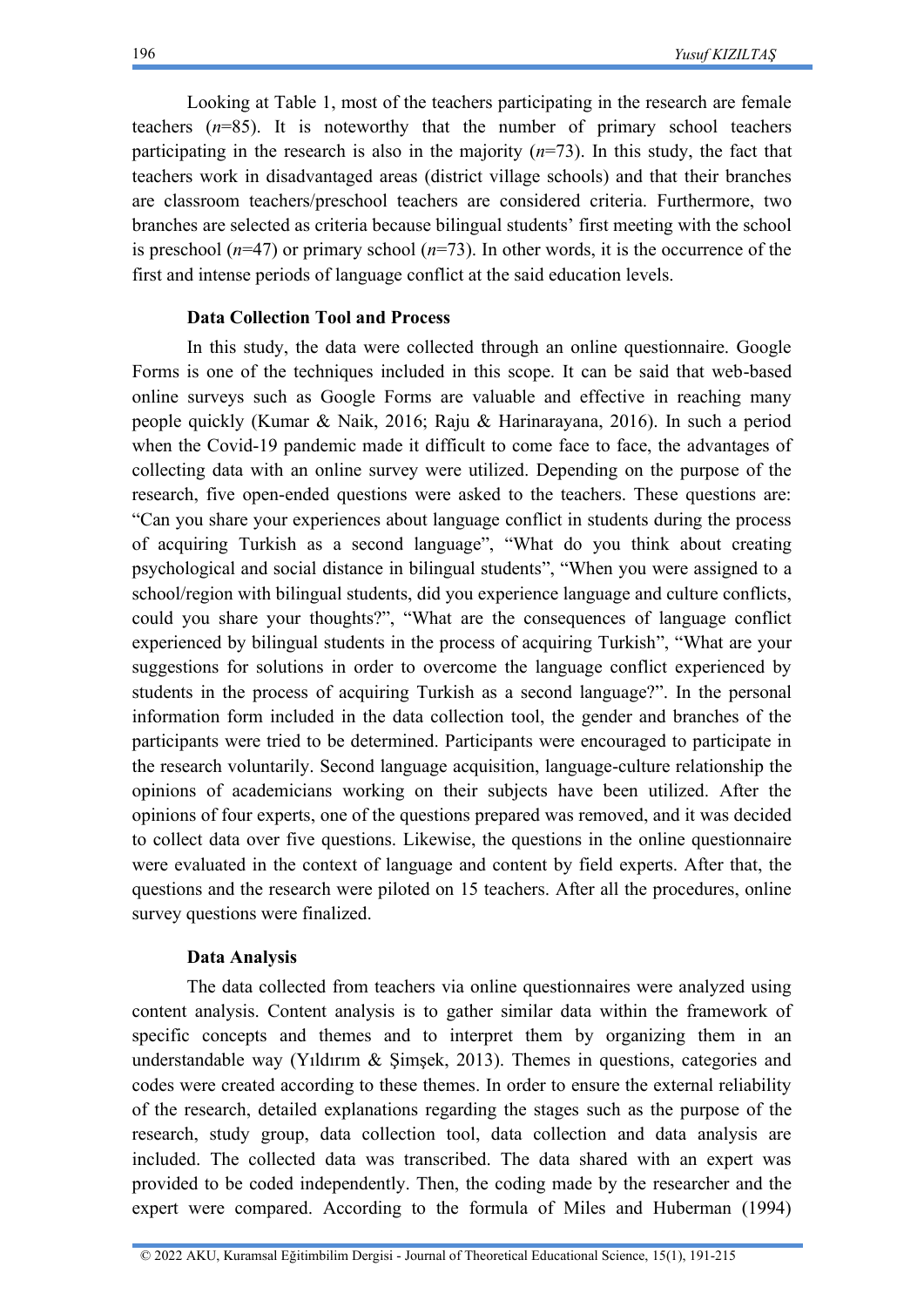Looking at Table 1, most of the teachers participating in the research are female teachers (*n*=85). It is noteworthy that the number of primary school teachers participating in the research is also in the majority (*n*=73). In this study, the fact that teachers work in disadvantaged areas (district village schools) and that their branches are classroom teachers/preschool teachers are considered criteria. Furthermore, two branches are selected as criteria because bilingual students' first meeting with the school is preschool (*n*=47) or primary school (*n*=73). In other words, it is the occurrence of the first and intense periods of language conflict at the said education levels.

### Data Collection Tool and Process

In this study, the data were collected through an online questionnaire. Google Forms is one of the techniques included in this scope. It can be said that web-based online surveys such as Google Forms are valuable and effective in reaching many people quickly (Kumar & Naik, 2016; Raju & Harinarayana, 2016). In such a period when the Covid-19 pandemic made it difficult to come face to face, the advantages of collecting data with an online survey were utilized. Depending on the purpose of the research, five open-ended questions were asked to the teachers. These questions are: "Can you share your experiences about language conflict in students during the process of acquiring Turkish as a second language", "What do you think about creating psychological and social distance in bilingual students", "When you were assigned to a school/region with bilingual students, did you experience language and culture conflicts, could you share your thoughts?", "What are the consequences of language conflict experienced by bilingual students in the process of acquiring Turkish", "What are your suggestions for solutions in order to overcome the language conflict experienced by students in the process of acquiring Turkish as a second language?". In the personal information form included in the data collection tool, the gender and branches of the participants were tried to be determined. Participants were encouraged to participate in the research voluntarily. Second language acquisition, language-culture relationship the opinions of academicians working on their subjects have been utilized. After the opinions of four experts, one of the questions prepared was removed, and it was decided to collect data over five questions. Likewise, the questions in the online questionnaire were evaluated in the context of language and content by field experts. After that, the questions and the research were piloted on 15 teachers. After all the procedures, online survey questions were finalized.

### Data Analysis

The data collected from teachers via online questionnaires were analyzed using content analysis. Content analysis is to gather similar data within the framework of specific concepts and themes and to interpret them by organizing them in an understandable way (Yıldırım & Şimşek, 2013). Themes in questions, categories and codes were created according to these themes. In order to ensure the external reliability of the research, detailed explanations regarding the stages such as the purpose of the research, study group, data collection tool, data collection and data analysis are included. The collected data was transcribed. The data shared with an expert was provided to be coded independently. Then, the coding made by the researcher and the expert were compared. According to the formula of Miles and Huberman (1994)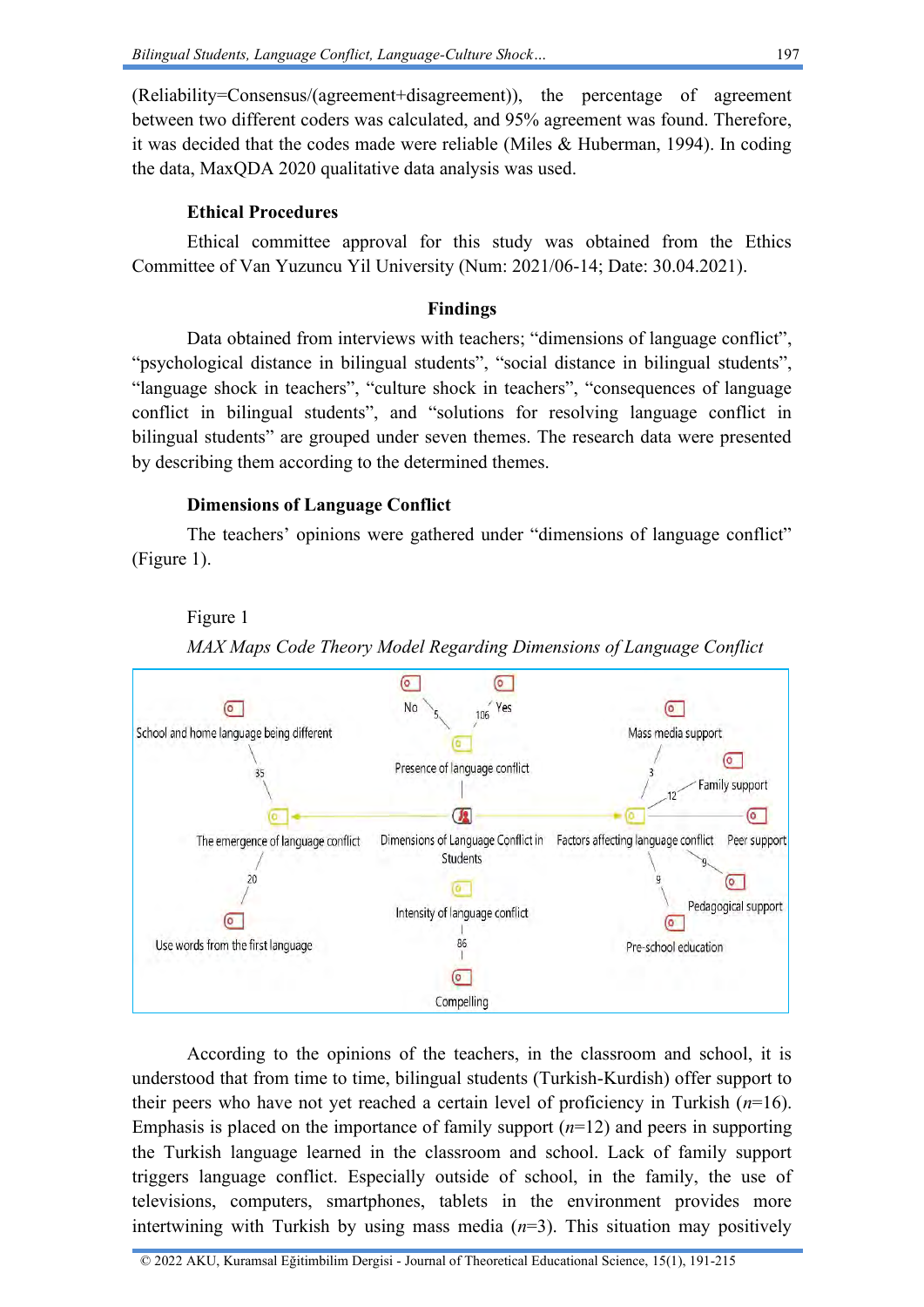(Reliability=Consensus/(agreement+disagreement)), the percentage of agreement between two different coders was calculated, and 95% agreement was found. Therefore, it was decided that the codes made were reliable (Miles & Huberman, 1994). In coding the data, MaxQDA 2020 qualitative data analysis was used.

### Ethical Procedures

Ethical committee approval for this study was obtained from the Ethics Committee of Van Yuzuncu Yil University (Num: 2021/06-14; Date: 30.04.2021).

## Findings

Data obtained from interviews with teachers; “dimensions of language conflict”, “psychological distance in bilingual students”, “social distance in bilingual students”, “language shock in teachers”, “culture shock in teachers”, “consequences of language conflict in bilingual students”, and “solutions for resolving language conflict in bilingual students” are grouped under seven themes. The research data were presented by describing them according to the determined themes.

### Dimensions of Language Conflict

The teachers’ opinions were gathered under “dimensions of language conflict” (Figure 1).

Figure 1

*MAX Maps Code Theory Model Regarding Dimensions of Language Conflict*

According to the opinions of the teachers, in the classroom and school, it is understood that from time to time, bilingual students (Turkish-Kurdish) offer support to their peers who have not yet reached a certain level of proficiency in Turkish ($n$=16). Emphasis is placed on the importance of family support ($n$=12) and peers in supporting the Turkish language learned in the classroom and school. Lack of family support triggers language conflict. Especially outside of school, in the family, the use of televisions, computers, smartphones, tablets in the environment provides more intertwining with Turkish by using mass media ($n$=3). This situation may positively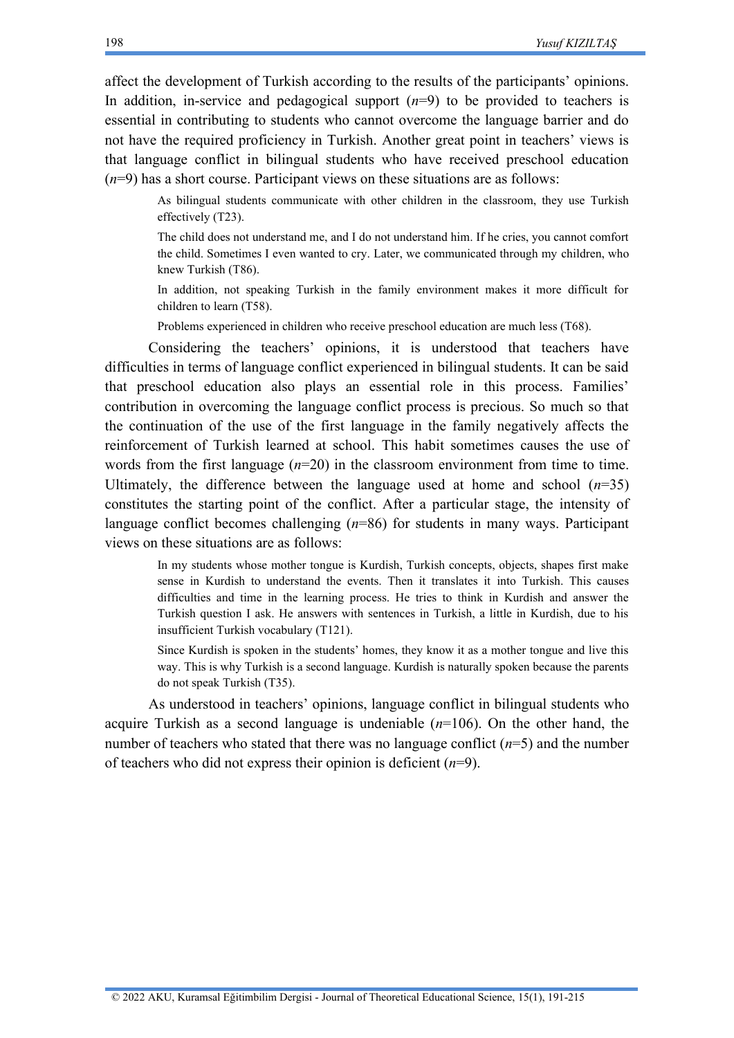affect the development of Turkish according to the results of the participants' opinions. In addition, in-service and pedagogical support (*n*=9) to be provided to teachers is essential in contributing to students who cannot overcome the language barrier and do not have the required proficiency in Turkish. Another great point in teachers' views is that language conflict in bilingual students who have received preschool education (*n*=9) has a short course. Participant views on these situations are as follows:

> As bilingual students communicate with other children in the classroom, they use Turkish effectively (T23).
>
> The child does not understand me, and I do not understand him. If he cries, you cannot comfort the child. Sometimes I even wanted to cry. Later, we communicated through my children, who knew Turkish (T86).
>
> In addition, not speaking Turkish in the family environment makes it more difficult for children to learn (T58).
>
> Problems experienced in children who receive preschool education are much less (T68).

Considering the teachers' opinions, it is understood that teachers have difficulties in terms of language conflict experienced in bilingual students. It can be said that preschool education also plays an essential role in this process. Families' contribution in overcoming the language conflict process is precious. So much so that the continuation of the use of the first language in the family negatively affects the reinforcement of Turkish learned at school. This habit sometimes causes the use of words from the first language (*n*=20) in the classroom environment from time to time. Ultimately, the difference between the language used at home and school (*n*=35) constitutes the starting point of the conflict. After a particular stage, the intensity of language conflict becomes challenging (*n*=86) for students in many ways. Participant views on these situations are as follows:

> In my students whose mother tongue is Kurdish, Turkish concepts, objects, shapes first make sense in Kurdish to understand the events. Then it translates it into Turkish. This causes difficulties and time in the learning process. He tries to think in Kurdish and answer the Turkish question I ask. He answers with sentences in Turkish, a little in Kurdish, due to his insufficient Turkish vocabulary (T121).
>
> Since Kurdish is spoken in the students' homes, they know it as a mother tongue and live this way. This is why Turkish is a second language. Kurdish is naturally spoken because the parents do not speak Turkish (T35).

As understood in teachers' opinions, language conflict in bilingual students who acquire Turkish as a second language is undeniable (*n*=106). On the other hand, the number of teachers who stated that there was no language conflict (*n*=5) and the number of teachers who did not express their opinion is deficient (*n*=9).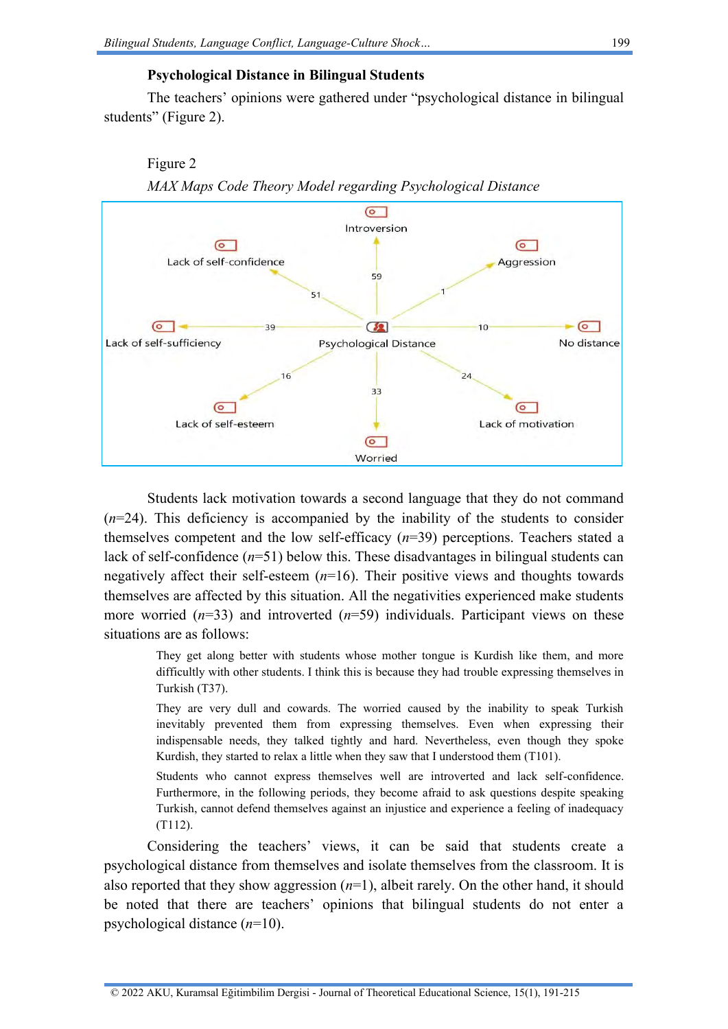### Psychological Distance in Bilingual Students

The teachers' opinions were gathered under "psychological distance in bilingual students" (Figure 2).

Figure 2

*MAX Maps Code Theory Model regarding Psychological Distance*

Students lack motivation towards a second language that they do not command (*n*=24). This deficiency is accompanied by the inability of the students to consider themselves competent and the low self-efficacy (*n*=39) perceptions. Teachers stated a lack of self-confidence (*n*=51) below this. These disadvantages in bilingual students can negatively affect their self-esteem (*n*=16). Their positive views and thoughts towards themselves are affected by this situation. All the negativities experienced make students more worried (*n*=33) and introverted (*n*=59) individuals. Participant views on these situations are as follows:

> They get along better with students whose mother tongue is Kurdish like them, and more difficultly with other students. I think this is because they had trouble expressing themselves in Turkish (T37).

> They are very dull and cowards. The worried caused by the inability to speak Turkish inevitably prevented them from expressing themselves. Even when expressing their indispensable needs, they talked tightly and hard. Nevertheless, even though they spoke Kurdish, they started to relax a little when they saw that I understood them (T101).

> Students who cannot express themselves well are introverted and lack self-confidence. Furthermore, in the following periods, they become afraid to ask questions despite speaking Turkish, cannot defend themselves against an injustice and experience a feeling of inadequacy (T112).

Considering the teachers' views, it can be said that students create a psychological distance from themselves and isolate themselves from the classroom. It is also reported that they show aggression (*n*=1), albeit rarely. On the other hand, it should be noted that there are teachers' opinions that bilingual students do not enter a psychological distance (*n*=10).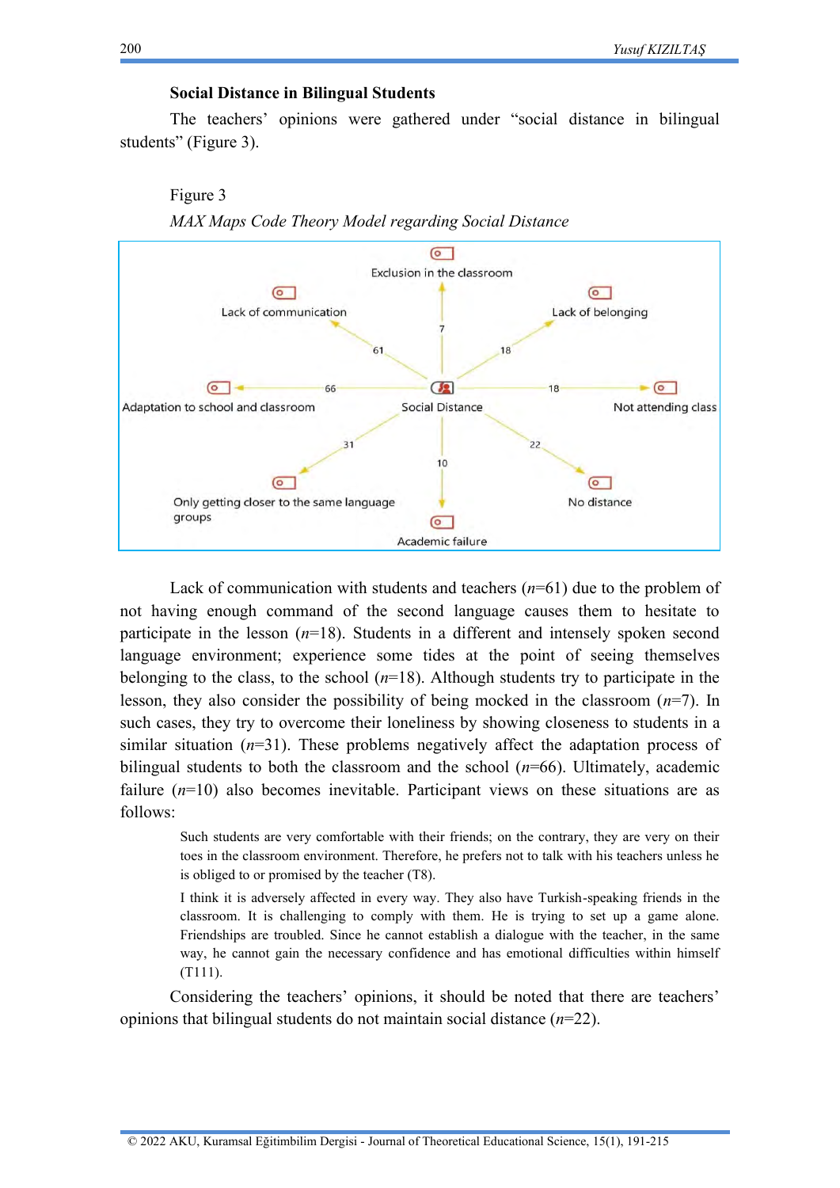### Social Distance in Bilingual Students

The teachers' opinions were gathered under "social distance in bilingual students" (Figure 3).

Figure 3

*MAX Maps Code Theory Model regarding Social Distance*

Lack of communication with students and teachers (*n*=61) due to the problem of not having enough command of the second language causes them to hesitate to participate in the lesson (*n*=18). Students in a different and intensely spoken second language environment; experience some tides at the point of seeing themselves belonging to the class, to the school (*n*=18). Although students try to participate in the lesson, they also consider the possibility of being mocked in the classroom (*n*=7). In such cases, they try to overcome their loneliness by showing closeness to students in a similar situation (*n*=31). These problems negatively affect the adaptation process of bilingual students to both the classroom and the school (*n*=66). Ultimately, academic failure (*n*=10) also becomes inevitable. Participant views on these situations are as follows:

> Such students are very comfortable with their friends; on the contrary, they are very on their toes in the classroom environment. Therefore, he prefers not to talk with his teachers unless he is obliged to or promised by the teacher (T8).
>
> I think it is adversely affected in every way. They also have Turkish-speaking friends in the classroom. It is challenging to comply with them. He is trying to set up a game alone. Friendships are troubled. Since he cannot establish a dialogue with the teacher, in the same way, he cannot gain the necessary confidence and has emotional difficulties within himself (T111).

Considering the teachers' opinions, it should be noted that there are teachers' opinions that bilingual students do not maintain social distance (*n*=22).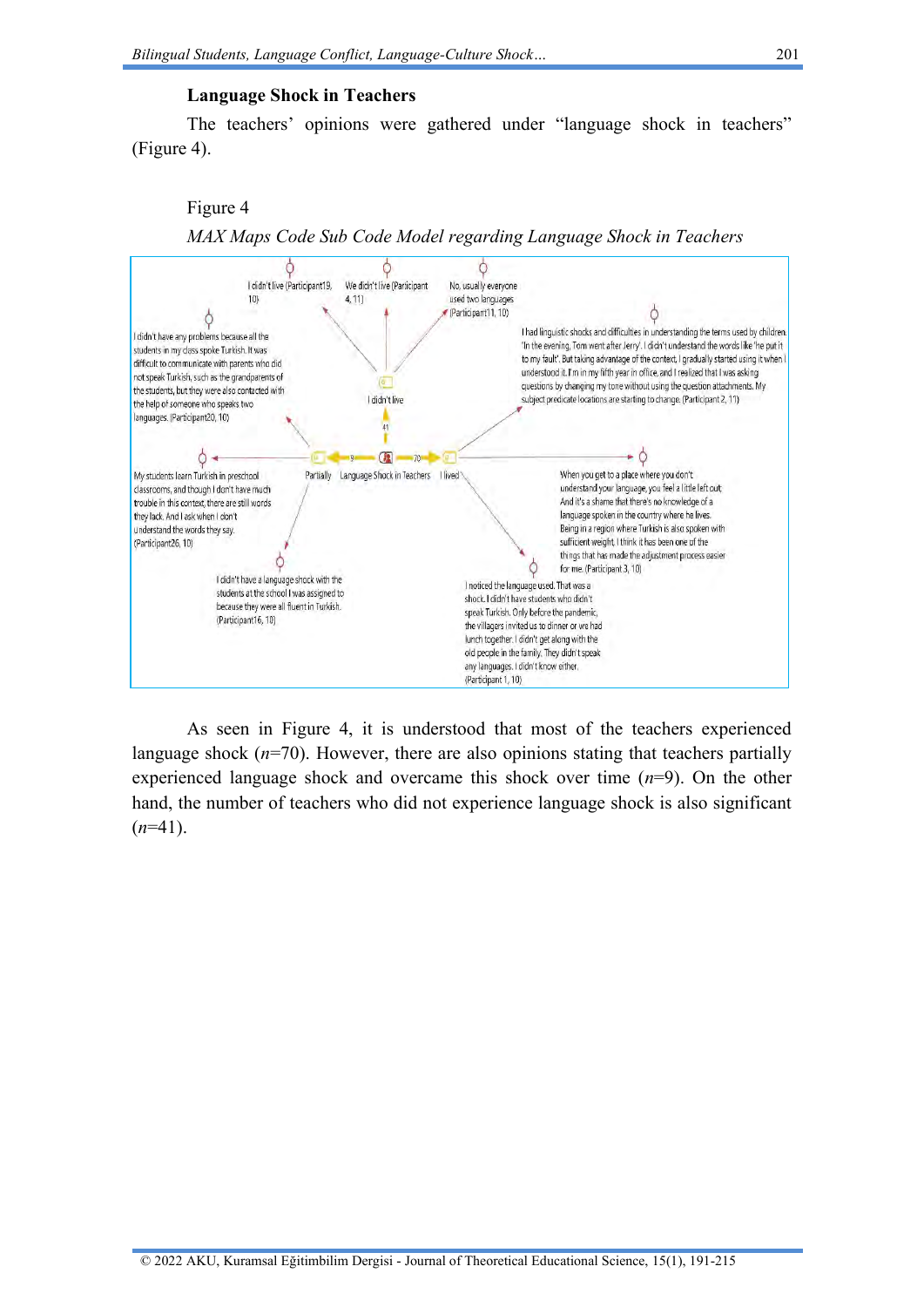### Language Shock in Teachers

The teachers' opinions were gathered under "language shock in teachers" (Figure 4).

Figure 4

*MAX Maps Code Sub Code Model regarding Language Shock in Teachers*

Language Shock in Teachers

- I lived (70)
  - I had linguistic shocks and difficulties in understanding the terms used by children. 'In the evening, Tom went after Jerry'. I didn't understand the words like 'he put it to my fault'. But taking advantage of the context, I gradually started using it when I understood it. I'm in my fifth year in office, and I realized that I was asking questions by changing my tone without using the question attachments. My subject predicate locations are starting to change. (Participant 2, 11)
  - When you get to a place where you don't understand your language, you feel a little left out. And it's a shame that there's no knowledge of a language spoken in the country where he lives. Being in a region where Turkish is also spoken with sufficient weight, I think it has been one of the things that has made the adjustment process easier for me. (Participant 3, 10)
  - I noticed the language used. That was a shock. I didn't have students who didn't speak Turkish. Only before the pandemic, the villagers invited us to dinner or we had lunch together. I didn't get along with the old people in the family. They didn't speak any languages. I didn't know either. (Participant 1, 10)
- I didn't live (41)
  - I didn't live (Participant19, 10)
  - We didn't live (Participant 4, 11)
  - No, usually everyone used two languages (Participant11, 10)
- Partially (9)
  - I didn't have any problems because all the students in my class spoke Turkish. It was difficult to communicate with parents who did not speak Turkish, such as the grandparents of the students, but they were also contacted with the help of someone who speaks two languages. (Participant20, 10)
  - My students learn Turkish in preschool classrooms, and though I don't have much trouble in this context, there are still words they lack. And I ask when I don't understand the words they say. (Participant26, 10)
  - I didn't have a language shock with the students at the school I was assigned to because they were all fluent in Turkish. (Participant16, 10)

As seen in Figure 4, it is understood that most of the teachers experienced language shock ($n$=70). However, there are also opinions stating that teachers partially experienced language shock and overcame this shock over time ($n$=9). On the other hand, the number of teachers who did not experience language shock is also significant ($n$=41).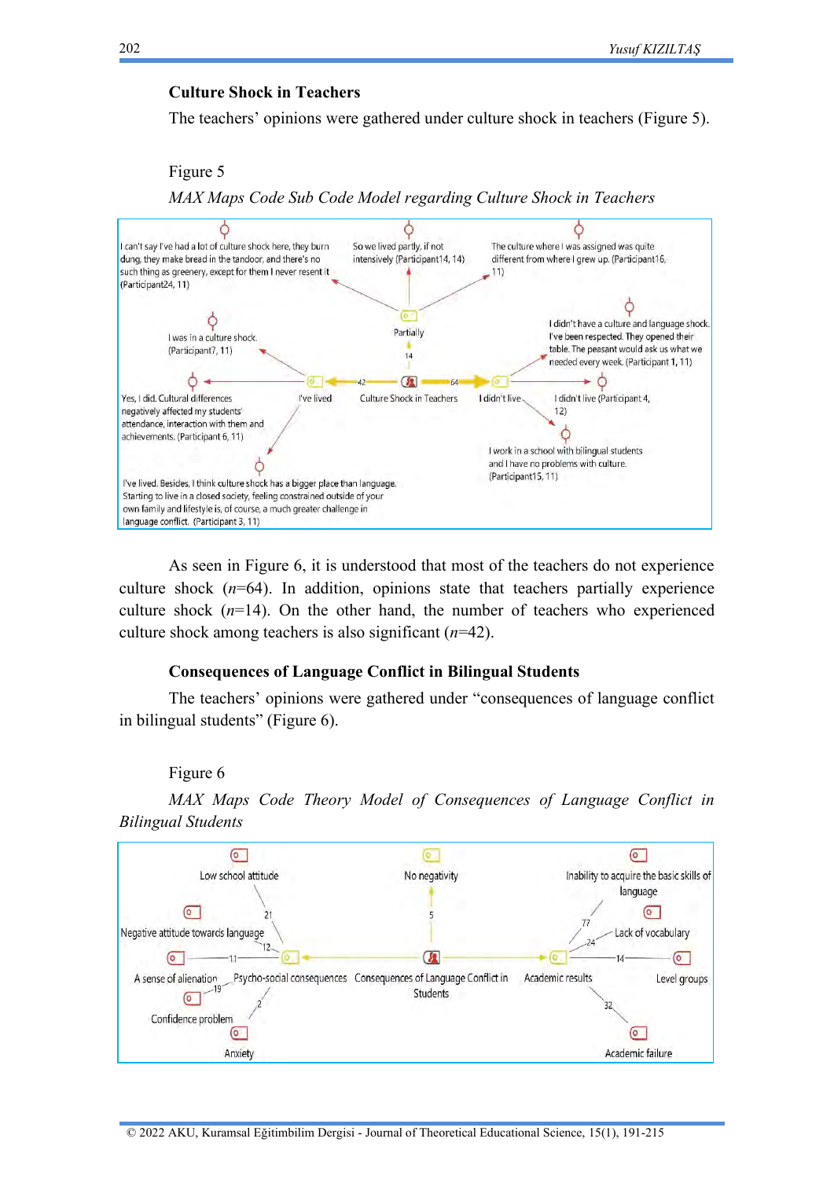### Culture Shock in Teachers

The teachers' opinions were gathered under culture shock in teachers (Figure 5).

Figure 5

*MAX Maps Code Sub Code Model regarding Culture Shock in Teachers*

I can't say I've had a lot of culture shock here, they burn dung, they make bread in the tandoor, and there's no such thing as greenery, except for them I never resent it (Participant24, 11)

So we lived partly, if not intensively (Participant14, 14)

The culture where I was assigned was quite different from where I grew up. (Participant16, 11)

I was in a culture shock. (Participant7, 11)

Partially

14

I didn't have a culture and language shock. I've been respected. They opened their table. The peasant would ask us what we needed every week. (Participant 1, 11)

Yes, I did. Cultural differences negatively affected my students' attendance, interaction with them and achievements. (Participant 6, 11)

I've lived — 42 — Culture Shock in Teachers — 64 — I didn't live

I didn't live (Participant 4, 12)

I work in a school with bilingual students and I have no problems with culture. (Participant15, 11)

I've lived. Besides, I think culture shock has a bigger place than language. Starting to live in a closed society, feeling constrained outside of your own family and lifestyle is, of course, a much greater challenge in language conflict. (Participant 3, 11)

As seen in Figure 6, it is understood that most of the teachers do not experience culture shock ($n$=64). In addition, opinions state that teachers partially experience culture shock ($n$=14). On the other hand, the number of teachers who experienced culture shock among teachers is also significant ($n$=42).

### Consequences of Language Conflict in Bilingual Students

The teachers' opinions were gathered under "consequences of language conflict in bilingual students" (Figure 6).

Figure 6

*MAX Maps Code Theory Model of Consequences of Language Conflict in Bilingual Students*

Low school attitude — 21

No negativity — 5

Inability to acquire the basic skills of language — 77

Negative attitude towards language — 12

Lack of vocabulary — 24

A sense of alienation — 11

Psycho-social consequences

Consequences of Language Conflict in Students

Academic results — 14 — Level groups

Confidence problem — 19

Anxiety — 2

Academic failure — 32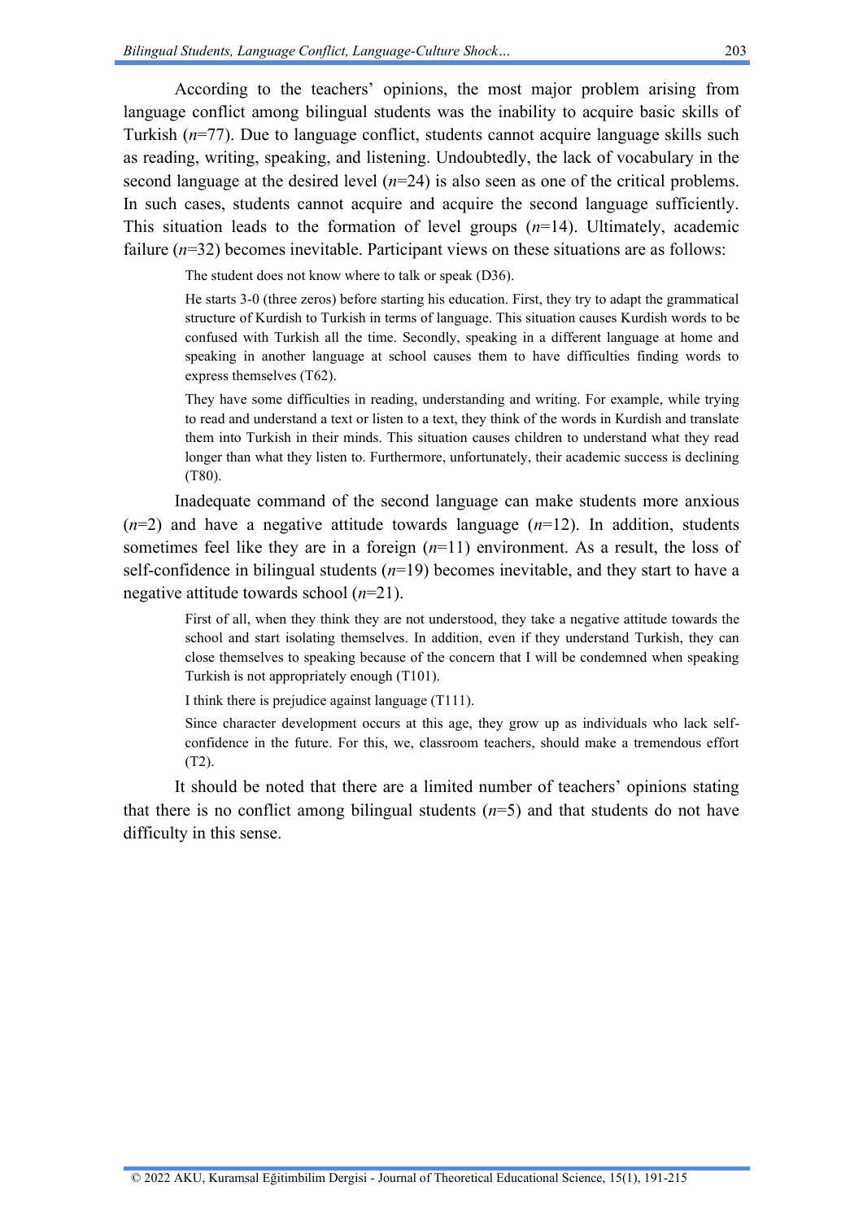According to the teachers' opinions, the most major problem arising from language conflict among bilingual students was the inability to acquire basic skills of Turkish (*n*=77). Due to language conflict, students cannot acquire language skills such as reading, writing, speaking, and listening. Undoubtedly, the lack of vocabulary in the second language at the desired level (*n*=24) is also seen as one of the critical problems. In such cases, students cannot acquire and acquire the second language sufficiently. This situation leads to the formation of level groups (*n*=14). Ultimately, academic failure (*n*=32) becomes inevitable. Participant views on these situations are as follows:

> The student does not know where to talk or speak (D36).
>
> He starts 3-0 (three zeros) before starting his education. First, they try to adapt the grammatical structure of Kurdish to Turkish in terms of language. This situation causes Kurdish words to be confused with Turkish all the time. Secondly, speaking in a different language at home and speaking in another language at school causes them to have difficulties finding words to express themselves (T62).
>
> They have some difficulties in reading, understanding and writing. For example, while trying to read and understand a text or listen to a text, they think of the words in Kurdish and translate them into Turkish in their minds. This situation causes children to understand what they read longer than what they listen to. Furthermore, unfortunately, their academic success is declining (T80).

Inadequate command of the second language can make students more anxious (*n*=2) and have a negative attitude towards language (*n*=12). In addition, students sometimes feel like they are in a foreign (*n*=11) environment. As a result, the loss of self-confidence in bilingual students (*n*=19) becomes inevitable, and they start to have a negative attitude towards school (*n*=21).

> First of all, when they think they are not understood, they take a negative attitude towards the school and start isolating themselves. In addition, even if they understand Turkish, they can close themselves to speaking because of the concern that I will be condemned when speaking Turkish is not appropriately enough (T101).
>
> I think there is prejudice against language (T111).
>
> Since character development occurs at this age, they grow up as individuals who lack self-confidence in the future. For this, we, classroom teachers, should make a tremendous effort (T2).

It should be noted that there are a limited number of teachers' opinions stating that there is no conflict among bilingual students (*n*=5) and that students do not have difficulty in this sense.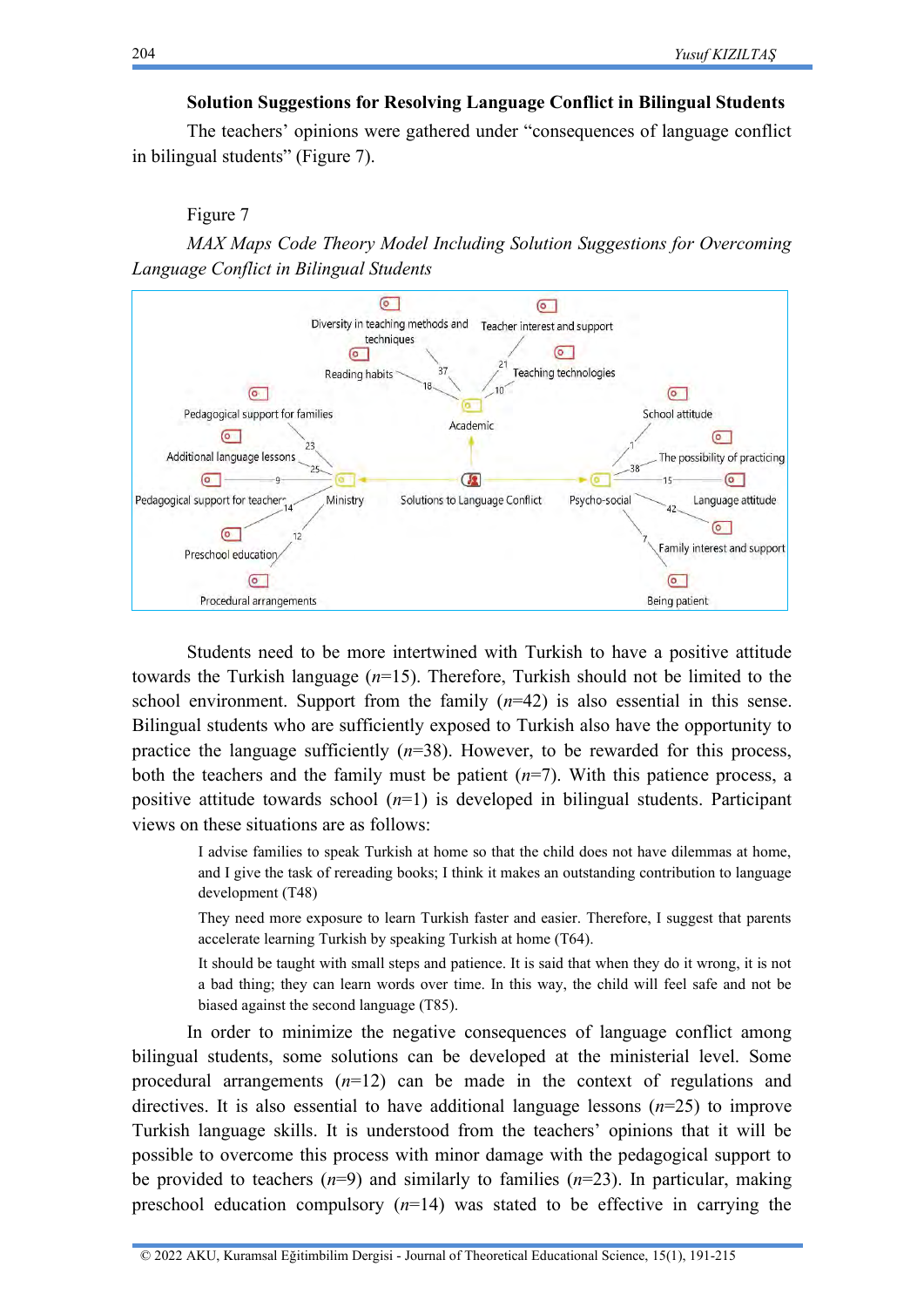### Solution Suggestions for Resolving Language Conflict in Bilingual Students

The teachers' opinions were gathered under "consequences of language conflict in bilingual students" (Figure 7).

Figure 7

*MAX Maps Code Theory Model Including Solution Suggestions for Overcoming Language Conflict in Bilingual Students*

Students need to be more intertwined with Turkish to have a positive attitude towards the Turkish language (*n*=15). Therefore, Turkish should not be limited to the school environment. Support from the family (*n*=42) is also essential in this sense. Bilingual students who are sufficiently exposed to Turkish also have the opportunity to practice the language sufficiently (*n*=38). However, to be rewarded for this process, both the teachers and the family must be patient (*n*=7). With this patience process, a positive attitude towards school (*n*=1) is developed in bilingual students. Participant views on these situations are as follows:

> I advise families to speak Turkish at home so that the child does not have dilemmas at home, and I give the task of rereading books; I think it makes an outstanding contribution to language development (T48)
>
> They need more exposure to learn Turkish faster and easier. Therefore, I suggest that parents accelerate learning Turkish by speaking Turkish at home (T64).
>
> It should be taught with small steps and patience. It is said that when they do it wrong, it is not a bad thing; they can learn words over time. In this way, the child will feel safe and not be biased against the second language (T85).

In order to minimize the negative consequences of language conflict among bilingual students, some solutions can be developed at the ministerial level. Some procedural arrangements (*n*=12) can be made in the context of regulations and directives. It is also essential to have additional language lessons (*n*=25) to improve Turkish language skills. It is understood from the teachers' opinions that it will be possible to overcome this process with minor damage with the pedagogical support to be provided to teachers (*n*=9) and similarly to families (*n*=23). In particular, making preschool education compulsory (*n*=14) was stated to be effective in carrying the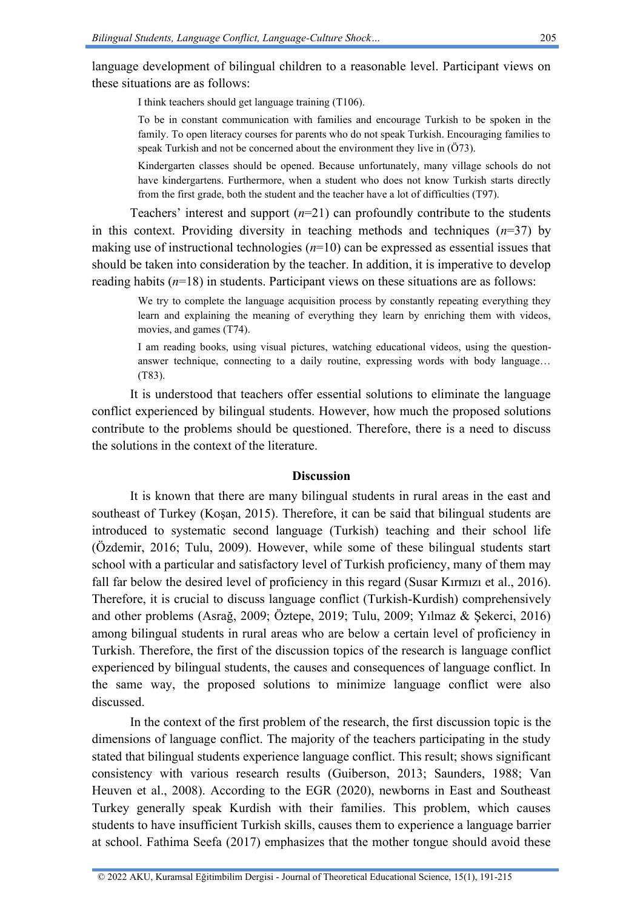language development of bilingual children to a reasonable level. Participant views on these situations are as follows:

> I think teachers should get language training (T106).
>
> To be in constant communication with families and encourage Turkish to be spoken in the family. To open literacy courses for parents who do not speak Turkish. Encouraging families to speak Turkish and not be concerned about the environment they live in (Ö73).
>
> Kindergarten classes should be opened. Because unfortunately, many village schools do not have kindergartens. Furthermore, when a student who does not know Turkish starts directly from the first grade, both the student and the teacher have a lot of difficulties (T97).

Teachers' interest and support (*n*=21) can profoundly contribute to the students in this context. Providing diversity in teaching methods and techniques (*n*=37) by making use of instructional technologies (*n*=10) can be expressed as essential issues that should be taken into consideration by the teacher. In addition, it is imperative to develop reading habits (*n*=18) in students. Participant views on these situations are as follows:

> We try to complete the language acquisition process by constantly repeating everything they learn and explaining the meaning of everything they learn by enriching them with videos, movies, and games (T74).
>
> I am reading books, using visual pictures, watching educational videos, using the question-answer technique, connecting to a daily routine, expressing words with body language… (T83).

It is understood that teachers offer essential solutions to eliminate the language conflict experienced by bilingual students. However, how much the proposed solutions contribute to the problems should be questioned. Therefore, there is a need to discuss the solutions in the context of the literature.

## Discussion

It is known that there are many bilingual students in rural areas in the east and southeast of Turkey (Koşan, 2015). Therefore, it can be said that bilingual students are introduced to systematic second language (Turkish) teaching and their school life (Özdemir, 2016; Tulu, 2009). However, while some of these bilingual students start school with a particular and satisfactory level of Turkish proficiency, many of them may fall far below the desired level of proficiency in this regard (Susar Kırmızı et al., 2016). Therefore, it is crucial to discuss language conflict (Turkish-Kurdish) comprehensively and other problems (Asrağ, 2009; Öztepe, 2019; Tulu, 2009; Yılmaz & Şekerci, 2016) among bilingual students in rural areas who are below a certain level of proficiency in Turkish. Therefore, the first of the discussion topics of the research is language conflict experienced by bilingual students, the causes and consequences of language conflict. In the same way, the proposed solutions to minimize language conflict were also discussed.

In the context of the first problem of the research, the first discussion topic is the dimensions of language conflict. The majority of the teachers participating in the study stated that bilingual students experience language conflict. This result; shows significant consistency with various research results (Guiberson, 2013; Saunders, 1988; Van Heuven et al., 2008). According to the EGR (2020), newborns in East and Southeast Turkey generally speak Kurdish with their families. This problem, which causes students to have insufficient Turkish skills, causes them to experience a language barrier at school. Fathima Seefa (2017) emphasizes that the mother tongue should avoid these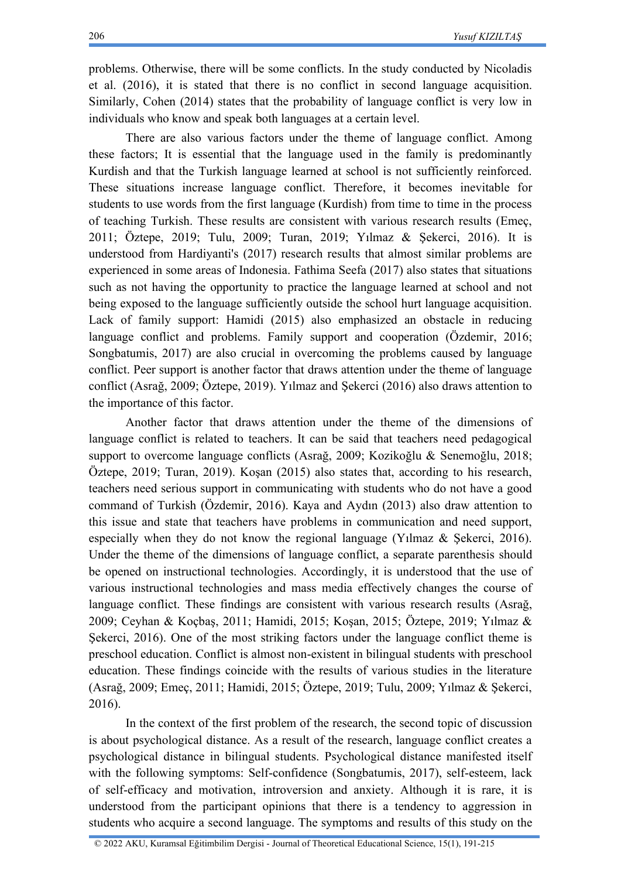problems. Otherwise, there will be some conflicts. In the study conducted by Nicoladis et al. (2016), it is stated that there is no conflict in second language acquisition. Similarly, Cohen (2014) states that the probability of language conflict is very low in individuals who know and speak both languages at a certain level.

There are also various factors under the theme of language conflict. Among these factors; It is essential that the language used in the family is predominantly Kurdish and that the Turkish language learned at school is not sufficiently reinforced. These situations increase language conflict. Therefore, it becomes inevitable for students to use words from the first language (Kurdish) from time to time in the process of teaching Turkish. These results are consistent with various research results (Emeç, 2011; Öztepe, 2019; Tulu, 2009; Turan, 2019; Yılmaz & Şekerci, 2016). It is understood from Hardiyanti's (2017) research results that almost similar problems are experienced in some areas of Indonesia. Fathima Seefa (2017) also states that situations such as not having the opportunity to practice the language learned at school and not being exposed to the language sufficiently outside the school hurt language acquisition. Lack of family support: Hamidi (2015) also emphasized an obstacle in reducing language conflict and problems. Family support and cooperation (Özdemir, 2016; Songbatumis, 2017) are also crucial in overcoming the problems caused by language conflict. Peer support is another factor that draws attention under the theme of language conflict (Asrağ, 2009; Öztepe, 2019). Yılmaz and Şekerci (2016) also draws attention to the importance of this factor.

Another factor that draws attention under the theme of the dimensions of language conflict is related to teachers. It can be said that teachers need pedagogical support to overcome language conflicts (Asrağ, 2009; Kozikoğlu & Senemoğlu, 2018; Öztepe, 2019; Turan, 2019). Koşan (2015) also states that, according to his research, teachers need serious support in communicating with students who do not have a good command of Turkish (Özdemir, 2016). Kaya and Aydın (2013) also draw attention to this issue and state that teachers have problems in communication and need support, especially when they do not know the regional language (Yılmaz & Şekerci, 2016). Under the theme of the dimensions of language conflict, a separate parenthesis should be opened on instructional technologies. Accordingly, it is understood that the use of various instructional technologies and mass media effectively changes the course of language conflict. These findings are consistent with various research results (Asrağ, 2009; Ceyhan & Koçbaş, 2011; Hamidi, 2015; Koşan, 2015; Öztepe, 2019; Yılmaz & Şekerci, 2016). One of the most striking factors under the language conflict theme is preschool education. Conflict is almost non-existent in bilingual students with preschool education. These findings coincide with the results of various studies in the literature (Asrağ, 2009; Emeç, 2011; Hamidi, 2015; Öztepe, 2019; Tulu, 2009; Yılmaz & Şekerci, 2016).

In the context of the first problem of the research, the second topic of discussion is about psychological distance. As a result of the research, language conflict creates a psychological distance in bilingual students. Psychological distance manifested itself with the following symptoms: Self-confidence (Songbatumis, 2017), self-esteem, lack of self-efficacy and motivation, introversion and anxiety. Although it is rare, it is understood from the participant opinions that there is a tendency to aggression in students who acquire a second language. The symptoms and results of this study on the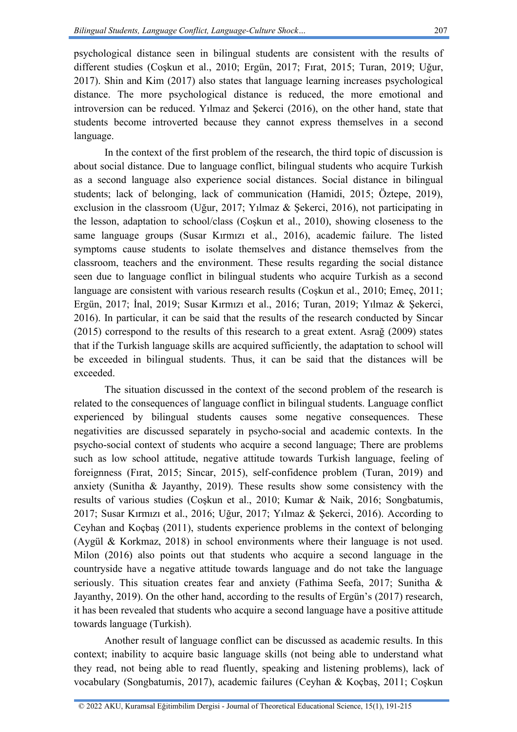psychological distance seen in bilingual students are consistent with the results of different studies (Coşkun et al., 2010; Ergün, 2017; Fırat, 2015; Turan, 2019; Uğur, 2017). Shin and Kim (2017) also states that language learning increases psychological distance. The more psychological distance is reduced, the more emotional and introversion can be reduced. Yılmaz and Şekerci (2016), on the other hand, state that students become introverted because they cannot express themselves in a second language.

In the context of the first problem of the research, the third topic of discussion is about social distance. Due to language conflict, bilingual students who acquire Turkish as a second language also experience social distances. Social distance in bilingual students; lack of belonging, lack of communication (Hamidi, 2015; Öztepe, 2019), exclusion in the classroom (Uğur, 2017; Yılmaz & Şekerci, 2016), not participating in the lesson, adaptation to school/class (Coşkun et al., 2010), showing closeness to the same language groups (Susar Kırmızı et al., 2016), academic failure. The listed symptoms cause students to isolate themselves and distance themselves from the classroom, teachers and the environment. These results regarding the social distance seen due to language conflict in bilingual students who acquire Turkish as a second language are consistent with various research results (Coşkun et al., 2010; Emeç, 2011; Ergün, 2017; İnal, 2019; Susar Kırmızı et al., 2016; Turan, 2019; Yılmaz & Şekerci, 2016). In particular, it can be said that the results of the research conducted by Sincar (2015) correspond to the results of this research to a great extent. Asrağ (2009) states that if the Turkish language skills are acquired sufficiently, the adaptation to school will be exceeded in bilingual students. Thus, it can be said that the distances will be exceeded.

The situation discussed in the context of the second problem of the research is related to the consequences of language conflict in bilingual students. Language conflict experienced by bilingual students causes some negative consequences. These negativities are discussed separately in psycho-social and academic contexts. In the psycho-social context of students who acquire a second language; There are problems such as low school attitude, negative attitude towards Turkish language, feeling of foreignness (Fırat, 2015; Sincar, 2015), self-confidence problem (Turan, 2019) and anxiety (Sunitha & Jayanthy, 2019). These results show some consistency with the results of various studies (Coşkun et al., 2010; Kumar & Naik, 2016; Songbatumis, 2017; Susar Kırmızı et al., 2016; Uğur, 2017; Yılmaz & Şekerci, 2016). According to Ceyhan and Koçbaş (2011), students experience problems in the context of belonging (Aygül & Korkmaz, 2018) in school environments where their language is not used. Milon (2016) also points out that students who acquire a second language in the countryside have a negative attitude towards language and do not take the language seriously. This situation creates fear and anxiety (Fathima Seefa, 2017; Sunitha & Jayanthy, 2019). On the other hand, according to the results of Ergün's (2017) research, it has been revealed that students who acquire a second language have a positive attitude towards language (Turkish).

Another result of language conflict can be discussed as academic results. In this context; inability to acquire basic language skills (not being able to understand what they read, not being able to read fluently, speaking and listening problems), lack of vocabulary (Songbatumis, 2017), academic failures (Ceyhan & Koçbaş, 2011; Coşkun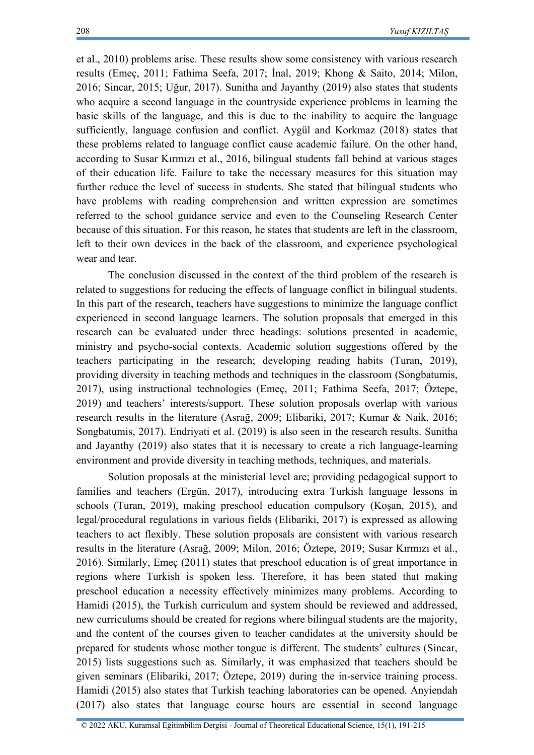et al., 2010) problems arise. These results show some consistency with various research results (Emeç, 2011; Fathima Seefa, 2017; İnal, 2019; Khong & Saito, 2014; Milon, 2016; Sincar, 2015; Uğur, 2017). Sunitha and Jayanthy (2019) also states that students who acquire a second language in the countryside experience problems in learning the basic skills of the language, and this is due to the inability to acquire the language sufficiently, language confusion and conflict. Aygül and Korkmaz (2018) states that these problems related to language conflict cause academic failure. On the other hand, according to Susar Kırmızı et al., 2016, bilingual students fall behind at various stages of their education life. Failure to take the necessary measures for this situation may further reduce the level of success in students. She stated that bilingual students who have problems with reading comprehension and written expression are sometimes referred to the school guidance service and even to the Counseling Research Center because of this situation. For this reason, he states that students are left in the classroom, left to their own devices in the back of the classroom, and experience psychological wear and tear.

The conclusion discussed in the context of the third problem of the research is related to suggestions for reducing the effects of language conflict in bilingual students. In this part of the research, teachers have suggestions to minimize the language conflict experienced in second language learners. The solution proposals that emerged in this research can be evaluated under three headings: solutions presented in academic, ministry and psycho-social contexts. Academic solution suggestions offered by the teachers participating in the research; developing reading habits (Turan, 2019), providing diversity in teaching methods and techniques in the classroom (Songbatumis, 2017), using instructional technologies (Emeç, 2011; Fathima Seefa, 2017; Öztepe, 2019) and teachers' interests/support. These solution proposals overlap with various research results in the literature (Asrağ, 2009; Elibariki, 2017; Kumar & Naik, 2016; Songbatumis, 2017). Endriyati et al. (2019) is also seen in the research results. Sunitha and Jayanthy (2019) also states that it is necessary to create a rich language-learning environment and provide diversity in teaching methods, techniques, and materials.

Solution proposals at the ministerial level are; providing pedagogical support to families and teachers (Ergün, 2017), introducing extra Turkish language lessons in schools (Turan, 2019), making preschool education compulsory (Koşan, 2015), and legal/procedural regulations in various fields (Elibariki, 2017) is expressed as allowing teachers to act flexibly. These solution proposals are consistent with various research results in the literature (Asrağ, 2009; Milon, 2016; Öztepe, 2019; Susar Kırmızı et al., 2016). Similarly, Emeç (2011) states that preschool education is of great importance in regions where Turkish is spoken less. Therefore, it has been stated that making preschool education a necessity effectively minimizes many problems. According to Hamidi (2015), the Turkish curriculum and system should be reviewed and addressed, new curriculums should be created for regions where bilingual students are the majority, and the content of the courses given to teacher candidates at the university should be prepared for students whose mother tongue is different. The students' cultures (Sincar, 2015) lists suggestions such as. Similarly, it was emphasized that teachers should be given seminars (Elibariki, 2017; Öztepe, 2019) during the in-service training process. Hamidi (2015) also states that Turkish teaching laboratories can be opened. Anyiendah (2017) also states that language course hours are essential in second language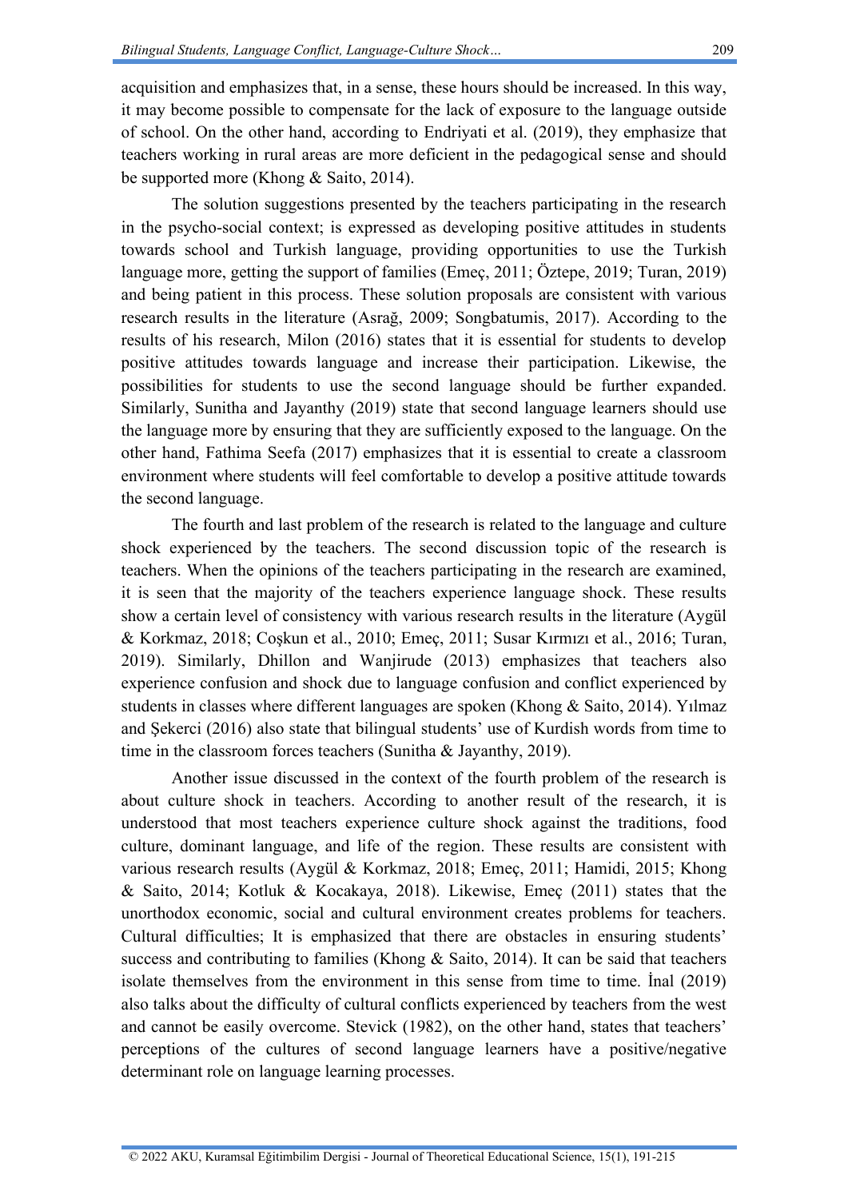acquisition and emphasizes that, in a sense, these hours should be increased. In this way, it may become possible to compensate for the lack of exposure to the language outside of school. On the other hand, according to Endriyati et al. (2019), they emphasize that teachers working in rural areas are more deficient in the pedagogical sense and should be supported more (Khong & Saito, 2014).

The solution suggestions presented by the teachers participating in the research in the psycho-social context; is expressed as developing positive attitudes in students towards school and Turkish language, providing opportunities to use the Turkish language more, getting the support of families (Emeç, 2011; Öztepe, 2019; Turan, 2019) and being patient in this process. These solution proposals are consistent with various research results in the literature (Asrağ, 2009; Songbatumis, 2017). According to the results of his research, Milon (2016) states that it is essential for students to develop positive attitudes towards language and increase their participation. Likewise, the possibilities for students to use the second language should be further expanded. Similarly, Sunitha and Jayanthy (2019) state that second language learners should use the language more by ensuring that they are sufficiently exposed to the language. On the other hand, Fathima Seefa (2017) emphasizes that it is essential to create a classroom environment where students will feel comfortable to develop a positive attitude towards the second language.

The fourth and last problem of the research is related to the language and culture shock experienced by the teachers. The second discussion topic of the research is teachers. When the opinions of the teachers participating in the research are examined, it is seen that the majority of the teachers experience language shock. These results show a certain level of consistency with various research results in the literature (Aygül & Korkmaz, 2018; Coşkun et al., 2010; Emeç, 2011; Susar Kırmızı et al., 2016; Turan, 2019). Similarly, Dhillon and Wanjirude (2013) emphasizes that teachers also experience confusion and shock due to language confusion and conflict experienced by students in classes where different languages are spoken (Khong & Saito, 2014). Yılmaz and Şekerci (2016) also state that bilingual students' use of Kurdish words from time to time in the classroom forces teachers (Sunitha & Jayanthy, 2019).

Another issue discussed in the context of the fourth problem of the research is about culture shock in teachers. According to another result of the research, it is understood that most teachers experience culture shock against the traditions, food culture, dominant language, and life of the region. These results are consistent with various research results (Aygül & Korkmaz, 2018; Emeç, 2011; Hamidi, 2015; Khong & Saito, 2014; Kotluk & Kocakaya, 2018). Likewise, Emeç (2011) states that the unorthodox economic, social and cultural environment creates problems for teachers. Cultural difficulties; It is emphasized that there are obstacles in ensuring students' success and contributing to families (Khong & Saito, 2014). It can be said that teachers isolate themselves from the environment in this sense from time to time. İnal (2019) also talks about the difficulty of cultural conflicts experienced by teachers from the west and cannot be easily overcome. Stevick (1982), on the other hand, states that teachers' perceptions of the cultures of second language learners have a positive/negative determinant role on language learning processes.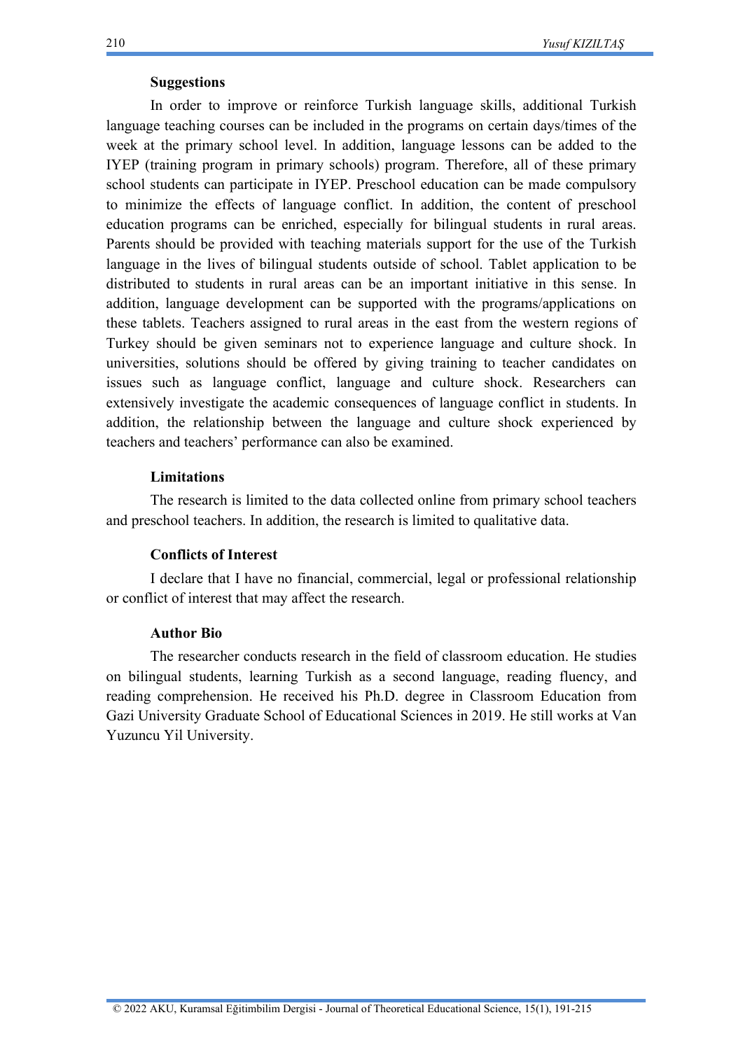## Suggestions

In order to improve or reinforce Turkish language skills, additional Turkish language teaching courses can be included in the programs on certain days/times of the week at the primary school level. In addition, language lessons can be added to the IYEP (training program in primary schools) program. Therefore, all of these primary school students can participate in IYEP. Preschool education can be made compulsory to minimize the effects of language conflict. In addition, the content of preschool education programs can be enriched, especially for bilingual students in rural areas. Parents should be provided with teaching materials support for the use of the Turkish language in the lives of bilingual students outside of school. Tablet application to be distributed to students in rural areas can be an important initiative in this sense. In addition, language development can be supported with the programs/applications on these tablets. Teachers assigned to rural areas in the east from the western regions of Turkey should be given seminars not to experience language and culture shock. In universities, solutions should be offered by giving training to teacher candidates on issues such as language conflict, language and culture shock. Researchers can extensively investigate the academic consequences of language conflict in students. In addition, the relationship between the language and culture shock experienced by teachers and teachers' performance can also be examined.

## Limitations

The research is limited to the data collected online from primary school teachers and preschool teachers. In addition, the research is limited to qualitative data.

## Conflicts of Interest

I declare that I have no financial, commercial, legal or professional relationship or conflict of interest that may affect the research.

## Author Bio

The researcher conducts research in the field of classroom education. He studies on bilingual students, learning Turkish as a second language, reading fluency, and reading comprehension. He received his Ph.D. degree in Classroom Education from Gazi University Graduate School of Educational Sciences in 2019. He still works at Van Yuzuncu Yil University.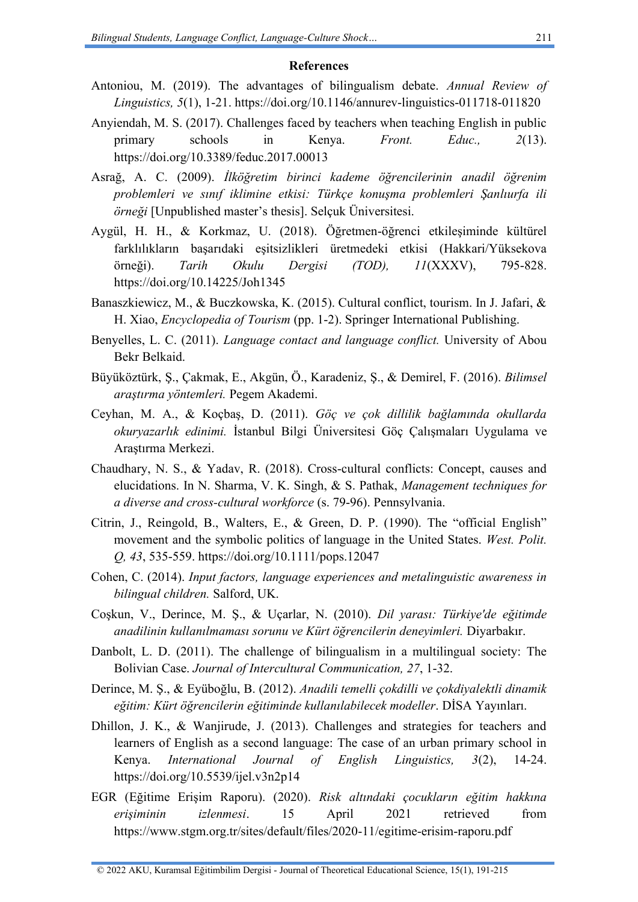## References

Antoniou, M. (2019). The advantages of bilingualism debate. *Annual Review of Linguistics, 5*(1), 1-21. https://doi.org/10.1146/annurev-linguistics-011718-011820

Anyiendah, M. S. (2017). Challenges faced by teachers when teaching English in public primary schools in Kenya. *Front. Educ., 2*(13). https://doi.org/10.3389/feduc.2017.00013

Asrağ, A. C. (2009). *İlköğretim birinci kademe öğrencilerinin anadil öğrenim problemleri ve sınıf iklimine etkisi: Türkçe konuşma problemleri Şanlıurfa ili örneği* [Unpublished master's thesis]. Selçuk Üniversitesi.

Aygül, H. H., & Korkmaz, U. (2018). Öğretmen-öğrenci etkileşiminde kültürel farklılıkların başarıdaki eşitsizlikleri üretmedeki etkisi (Hakkari/Yüksekova örneği). *Tarih Okulu Dergisi (TOD), 11*(XXXV), 795-828. https://doi.org/10.14225/Joh1345

Banaszkiewicz, M., & Buczkowska, K. (2015). Cultural conflict, tourism. In J. Jafari, & H. Xiao, *Encyclopedia of Tourism* (pp. 1-2). Springer International Publishing.

Benyelles, L. C. (2011). *Language contact and language conflict.* University of Abou Bekr Belkaid.

Büyüköztürk, Ş., Çakmak, E., Akgün, Ö., Karadeniz, Ş., & Demirel, F. (2016). *Bilimsel araştırma yöntemleri.* Pegem Akademi.

Ceyhan, M. A., & Koçbaş, D. (2011). *Göç ve çok dillilik bağlamında okullarda okuryazarlık edinimi.* İstanbul Bilgi Üniversitesi Göç Çalışmaları Uygulama ve Araştırma Merkezi.

Chaudhary, N. S., & Yadav, R. (2018). Cross-cultural conflicts: Concept, causes and elucidations. In N. Sharma, V. K. Singh, & S. Pathak, *Management techniques for a diverse and cross-cultural workforce* (s. 79-96). Pennsylvania.

Citrin, J., Reingold, B., Walters, E., & Green, D. P. (1990). The "official English" movement and the symbolic politics of language in the United States. *West. Polit. Q, 43*, 535-559. https://doi.org/10.1111/pops.12047

Cohen, C. (2014). *Input factors, language experiences and metalinguistic awareness in bilingual children.* Salford, UK.

Coşkun, V., Derince, M. Ş., & Uçarlar, N. (2010). *Dil yarası: Türkiye'de eğitimde anadilinin kullanılmaması sorunu ve Kürt öğrencilerin deneyimleri.* Diyarbakır.

Danbolt, L. D. (2011). The challenge of bilingualism in a multilingual society: The Bolivian Case. *Journal of Intercultural Communication, 27*, 1-32.

Derince, M. Ş., & Eyüboğlu, B. (2012). *Anadili temelli çokdilli ve çokdiyalektli dinamik eğitim: Kürt öğrencilerin eğitiminde kullanılabilecek modeller*. DİSA Yayınları.

Dhillon, J. K., & Wanjirude, J. (2013). Challenges and strategies for teachers and learners of English as a second language: The case of an urban primary school in Kenya. *International Journal of English Linguistics, 3*(2), 14-24. https://doi.org/10.5539/ijel.v3n2p14

EGR (Eğitime Erişim Raporu). (2020). *Risk altındaki çocukların eğitim hakkına erişiminin izlenmesi*. 15 April 2021 retrieved from https://www.stgm.org.tr/sites/default/files/2020-11/egitime-erisim-raporu.pdf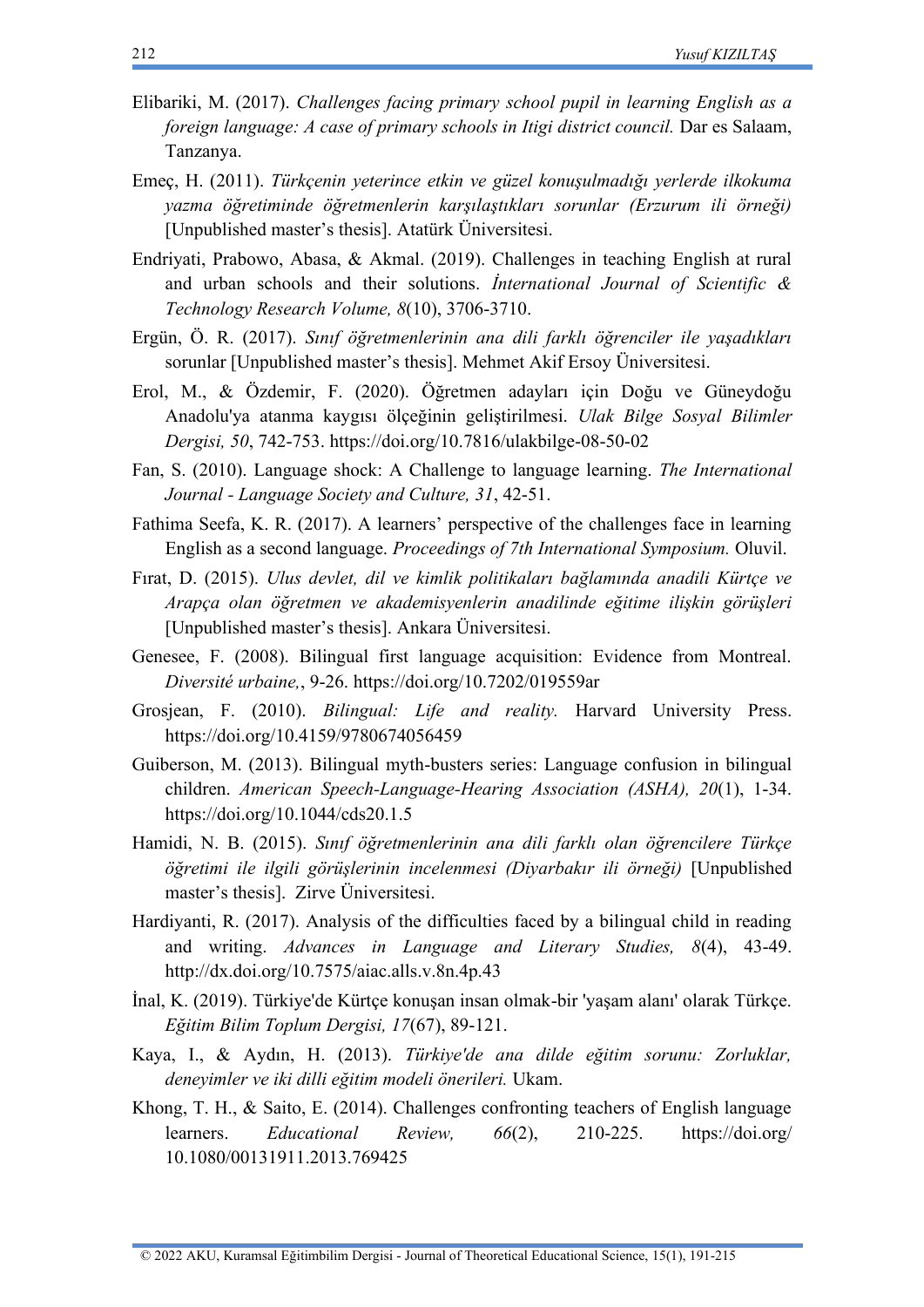Elibariki, M. (2017). *Challenges facing primary school pupil in learning English as a foreign language: A case of primary schools in Itigi district council.* Dar es Salaam, Tanzanya.

Emeç, H. (2011). *Türkçenin yeterince etkin ve güzel konuşulmadığı yerlerde ilkokuma yazma öğretiminde öğretmenlerin karşılaştıkları sorunlar (Erzurum ili örneği)* [Unpublished master's thesis]. Atatürk Üniversitesi.

Endriyati, Prabowo, Abasa, & Akmal. (2019). Challenges in teaching English at rural and urban schools and their solutions. *İnternational Journal of Scientific & Technology Research Volume, 8*(10), 3706-3710.

Ergün, Ö. R. (2017). *Sınıf öğretmenlerinin ana dili farklı öğrenciler ile yaşadıkları* sorunlar [Unpublished master's thesis]. Mehmet Akif Ersoy Üniversitesi.

Erol, M., & Özdemir, F. (2020). Öğretmen adayları için Doğu ve Güneydoğu Anadolu'ya atanma kaygısı ölçeğinin geliştirilmesi. *Ulak Bilge Sosyal Bilimler Dergisi, 50*, 742-753. https://doi.org/10.7816/ulakbilge-08-50-02

Fan, S. (2010). Language shock: A Challenge to language learning. *The International Journal - Language Society and Culture, 31*, 42-51.

Fathima Seefa, K. R. (2017). A learners' perspective of the challenges face in learning English as a second language. *Proceedings of 7th International Symposium.* Oluvil.

Fırat, D. (2015). *Ulus devlet, dil ve kimlik politikaları bağlamında anadili Kürtçe ve Arapça olan öğretmen ve akademisyenlerin anadilinde eğitime ilişkin görüşleri* [Unpublished master's thesis]. Ankara Üniversitesi.

Genesee, F. (2008). Bilingual first language acquisition: Evidence from Montreal. *Diversité urbaine,*, 9-26. https://doi.org/10.7202/019559ar

Grosjean, F. (2010). *Bilingual: Life and reality.* Harvard University Press. https://doi.org/10.4159/9780674056459

Guiberson, M. (2013). Bilingual myth-busters series: Language confusion in bilingual children. *American Speech-Language-Hearing Association (ASHA), 20*(1), 1-34. https://doi.org/10.1044/cds20.1.5

Hamidi, N. B. (2015). *Sınıf öğretmenlerinin ana dili farklı olan öğrencilere Türkçe öğretimi ile ilgili görüşlerinin incelenmesi (Diyarbakır ili örneği)* [Unpublished master's thesis]. Zirve Üniversitesi.

Hardiyanti, R. (2017). Analysis of the difficulties faced by a bilingual child in reading and writing. *Advances in Language and Literary Studies, 8*(4), 43-49. http://dx.doi.org/10.7575/aiac.alls.v.8n.4p.43

İnal, K. (2019). Türkiye'de Kürtçe konuşan insan olmak-bir 'yaşam alanı' olarak Türkçe. *Eğitim Bilim Toplum Dergisi, 17*(67), 89-121.

Kaya, I., & Aydın, H. (2013). *Türkiye'de ana dilde eğitim sorunu: Zorluklar, deneyimler ve iki dilli eğitim modeli önerileri.* Ukam.

Khong, T. H., & Saito, E. (2014). Challenges confronting teachers of English language learners. *Educational Review, 66*(2), 210-225. https://doi.org/10.1080/00131911.2013.769425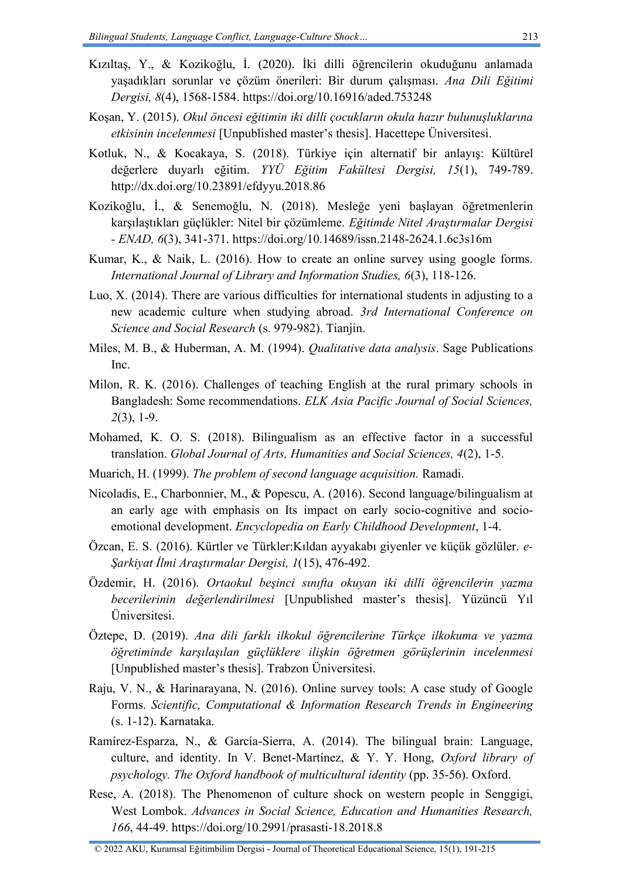Kızıltaş, Y., & Kozikoğlu, İ. (2020). İki dilli öğrencilerin okuduğunu anlamada yaşadıkları sorunlar ve çözüm önerileri: Bir durum çalışması. *Ana Dili Eğitimi Dergisi, 8*(4), 1568-1584. https://doi.org/10.16916/aded.753248

Koşan, Y. (2015). *Okul öncesi eğitimin iki dilli çocukların okula hazır bulunuşluklarına etkisinin incelenmesi* [Unpublished master's thesis]. Hacettepe Üniversitesi.

Kotluk, N., & Kocakaya, S. (2018). Türkiye için alternatif bir anlayış: Kültürel değerlere duyarlı eğitim. *YYÜ Eğitim Fakültesi Dergisi, 15*(1), 749-789. http://dx.doi.org/10.23891/efdyyu.2018.86

Kozikoğlu, İ., & Senemoğlu, N. (2018). Mesleğe yeni başlayan öğretmenlerin karşılaştıkları güçlükler: Nitel bir çözümleme. *Eğitimde Nitel Araştırmalar Dergisi - ENAD, 6*(3), 341-371. https://doi.org/10.14689/issn.2148-2624.1.6c3s16m

Kumar, K., & Naik, L. (2016). How to create an online survey using google forms. *International Journal of Library and Information Studies, 6*(3), 118-126.

Luo, X. (2014). There are various difficulties for international students in adjusting to a new academic culture when studying abroad. *3rd International Conference on Science and Social Research* (s. 979-982). Tianjin.

Miles, M. B., & Huberman, A. M. (1994). *Qualitative data analysis*. Sage Publications Inc.

Milon, R. K. (2016). Challenges of teaching English at the rural primary schools in Bangladesh: Some recommendations. *ELK Asia Pacific Journal of Social Sciences, 2*(3), 1-9.

Mohamed, K. O. S. (2018). Bilingualism as an effective factor in a successful translation. *Global Journal of Arts, Humanities and Social Sciences, 4*(2), 1-5.

Muarich, H. (1999). *The problem of second language acquisition.* Ramadi.

Nicoladis, E., Charbonnier, M., & Popescu, A. (2016). Second language/bilingualism at an early age with emphasis on Its impact on early socio-cognitive and socio-emotional development. *Encyclopedia on Early Childhood Development*, 1-4.

Özcan, E. S. (2016). Kürtler ve Türkler:Kıldan ayyakabı giyenler ve küçük gözlüler. *e-Şarkiyat İlmi Araştırmalar Dergisi, 1*(15), 476-492.

Özdemir, H. (2016). *Ortaokul beşinci sınıfta okuyan iki dilli öğrencilerin yazma becerilerinin değerlendirilmesi* [Unpublished master's thesis]. Yüzüncü Yıl Üniversitesi.

Öztepe, D. (2019). *Ana dili farklı ilkokul öğrencilerine Türkçe ilkokuma ve yazma öğretiminde karşılaşılan güçlüklere ilişkin öğretmen görüşlerinin incelenmesi* [Unpublished master's thesis]. Trabzon Üniversitesi.

Raju, V. N., & Harinarayana, N. (2016). Online survey tools: A case study of Google Forms. *Scientific, Computational & Information Research Trends in Engineering* (s. 1-12). Karnataka.

Ramírez-Esparza, N., & García-Sierra, A. (2014). The bilingual brain: Language, culture, and identity. In V. Benet-Martínez, & Y. Y. Hong, *Oxford library of psychology. The Oxford handbook of multicultural identity* (pp. 35-56). Oxford.

Rese, A. (2018). The Phenomenon of culture shock on western people in Senggigi, West Lombok. *Advances in Social Science, Education and Humanities Research, 166*, 44-49. https://doi.org/10.2991/prasasti-18.2018.8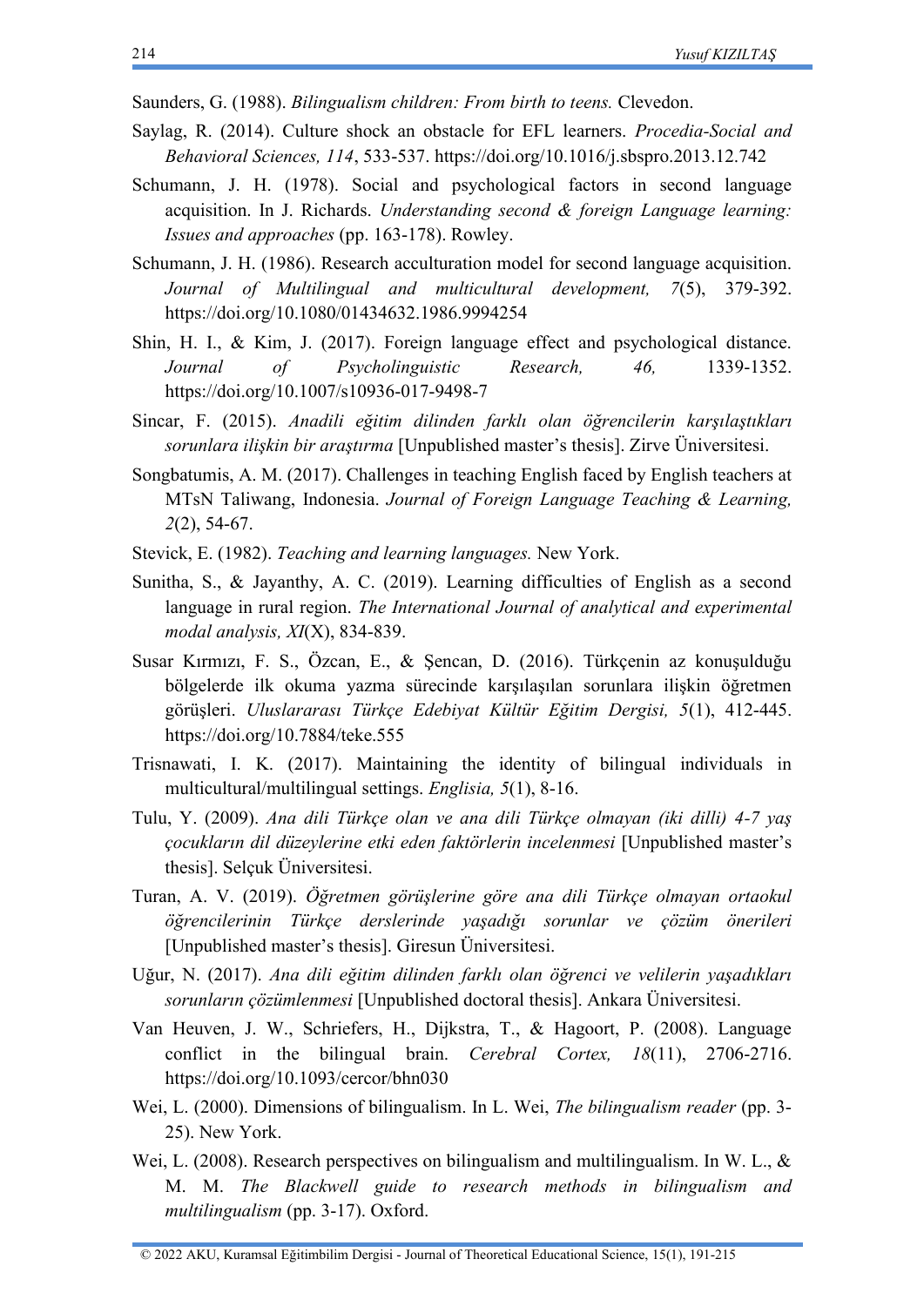Saunders, G. (1988). *Bilingualism children: From birth to teens.* Clevedon.

Saylag, R. (2014). Culture shock an obstacle for EFL learners. *Procedia-Social and Behavioral Sciences, 114*, 533-537. https://doi.org/10.1016/j.sbspro.2013.12.742

Schumann, J. H. (1978). Social and psychological factors in second language acquisition. In J. Richards. *Understanding second & foreign Language learning: Issues and approaches* (pp. 163-178). Rowley.

Schumann, J. H. (1986). Research acculturation model for second language acquisition. *Journal of Multilingual and multicultural development, 7*(5), 379-392. https://doi.org/10.1080/01434632.1986.9994254

Shin, H. I., & Kim, J. (2017). Foreign language effect and psychological distance. *Journal of Psycholinguistic Research, 46,* 1339-1352. https://doi.org/10.1007/s10936-017-9498-7

Sincar, F. (2015). *Anadili eğitim dilinden farklı olan öğrencilerin karşılaştıkları sorunlara ilişkin bir araştırma* [Unpublished master's thesis]. Zirve Üniversitesi.

Songbatumis, A. M. (2017). Challenges in teaching English faced by English teachers at MTsN Taliwang, Indonesia. *Journal of Foreign Language Teaching & Learning, 2*(2), 54-67.

Stevick, E. (1982). *Teaching and learning languages.* New York.

Sunitha, S., & Jayanthy, A. C. (2019). Learning difficulties of English as a second language in rural region. *The International Journal of analytical and experimental modal analysis, XI*(X), 834-839.

Susar Kırmızı, F. S., Özcan, E., & Şencan, D. (2016). Türkçenin az konuşulduğu bölgelerde ilk okuma yazma sürecinde karşılaşılan sorunlara ilişkin öğretmen görüşleri. *Uluslararası Türkçe Edebiyat Kültür Eğitim Dergisi, 5*(1), 412-445. https://doi.org/10.7884/teke.555

Trisnawati, I. K. (2017). Maintaining the identity of bilingual individuals in multicultural/multilingual settings. *Englisia, 5*(1), 8-16.

Tulu, Y. (2009). *Ana dili Türkçe olan ve ana dili Türkçe olmayan (iki dilli) 4-7 yaş çocukların dil düzeylerine etki eden faktörlerin incelenmesi* [Unpublished master's thesis]. Selçuk Üniversitesi.

Turan, A. V. (2019). *Öğretmen görüşlerine göre ana dili Türkçe olmayan ortaokul öğrencilerinin Türkçe derslerinde yaşadığı sorunlar ve çözüm önerileri* [Unpublished master's thesis]. Giresun Üniversitesi.

Uğur, N. (2017). *Ana dili eğitim dilinden farklı olan öğrenci ve velilerin yaşadıkları sorunların çözümlenmesi* [Unpublished doctoral thesis]. Ankara Üniversitesi.

Van Heuven, J. W., Schriefers, H., Dijkstra, T., & Hagoort, P. (2008). Language conflict in the bilingual brain. *Cerebral Cortex, 18*(11), 2706-2716. https://doi.org/10.1093/cercor/bhn030

Wei, L. (2000). Dimensions of bilingualism. In L. Wei, *The bilingualism reader* (pp. 3-25). New York.

Wei, L. (2008). Research perspectives on bilingualism and multilingualism. In W. L., & M. M. *The Blackwell guide to research methods in bilingualism and multilingualism* (pp. 3-17). Oxford.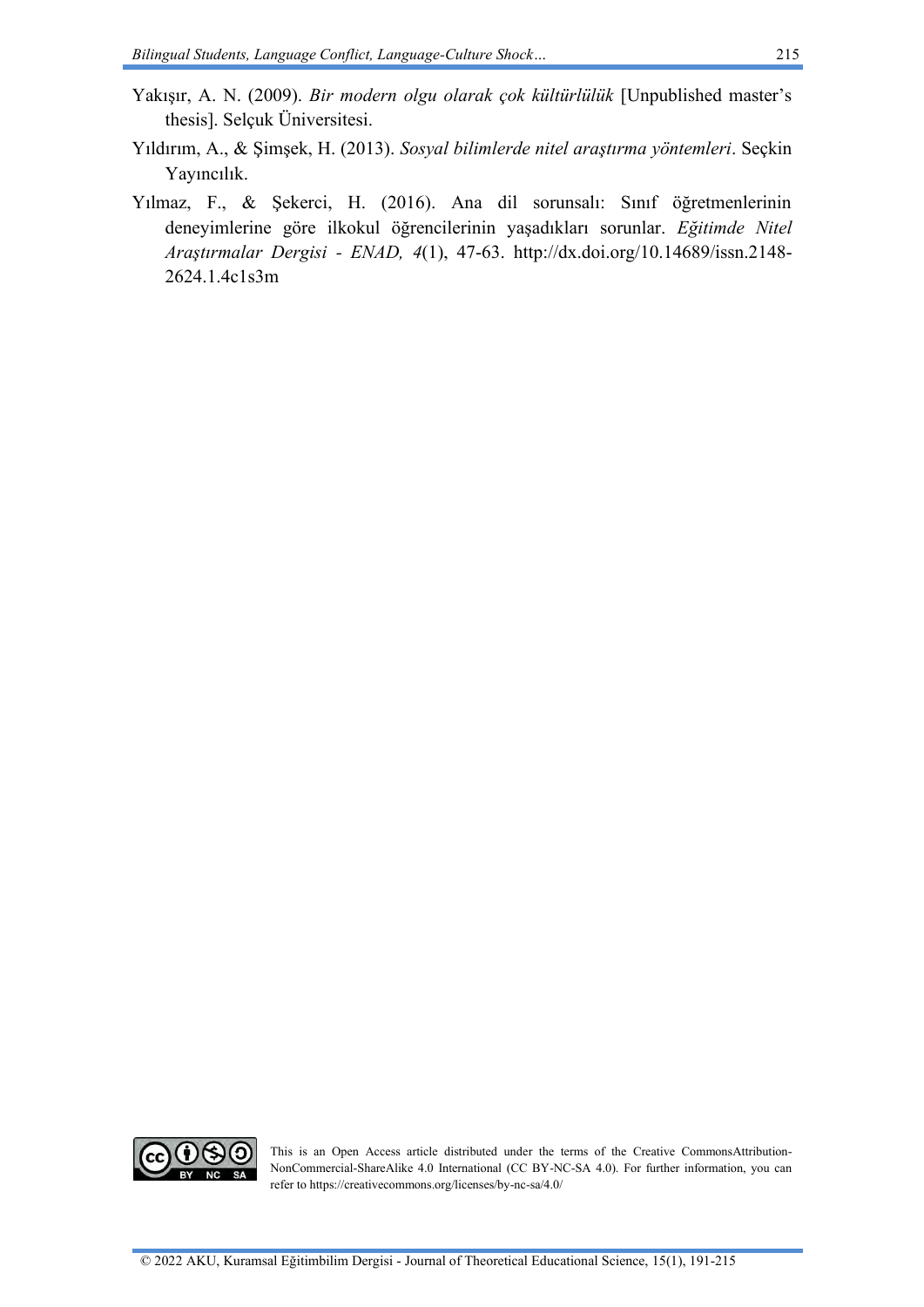Yakışır, A. N. (2009). *Bir modern olgu olarak çok kültürlülük* [Unpublished master's thesis]. Selçuk Üniversitesi.

Yıldırım, A., & Şimşek, H. (2013). *Sosyal bilimlerde nitel araştırma yöntemleri*. Seçkin Yayıncılık.

Yılmaz, F., & Şekerci, H. (2016). Ana dil sorunsalı: Sınıf öğretmenlerinin deneyimlerine göre ilkokul öğrencilerinin yaşadıkları sorunlar. *Eğitimde Nitel Araştırmalar Dergisi - ENAD, 4*(1), 47-63. http://dx.doi.org/10.14689/issn.2148-2624.1.4c1s3m

This is an Open Access article distributed under the terms of the Creative CommonsAttribution-NonCommercial-ShareAlike 4.0 International (CC BY-NC-SA 4.0). For further information, you can refer to https://creativecommons.org/licenses/by-nc-sa/4.0/